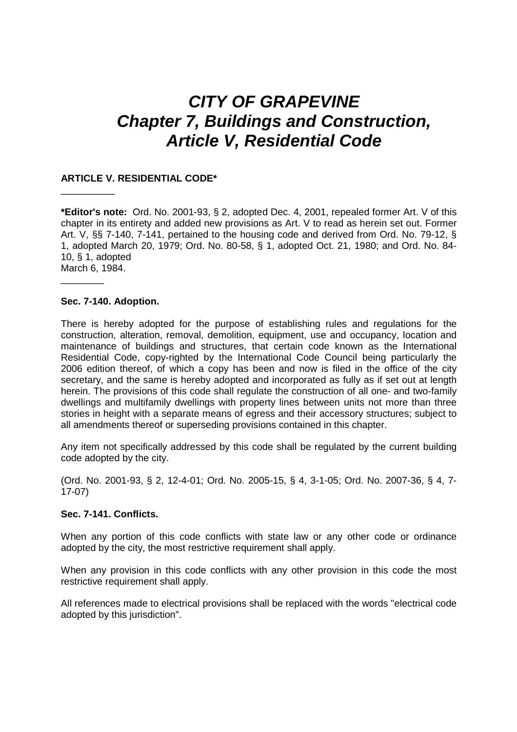# *CITY OF GRAPEVINE*
# *Chapter 7, Buildings and Construction, Article V, Residential Code*

**ARTICLE V. RESIDENTIAL CODE***

__________

***Editor's note:** Ord. No. 2001-93, § 2, adopted Dec. 4, 2001, repealed former Art. V of this chapter in its entirety and added new provisions as Art. V to read as herein set out. Former Art. V, §§ 7-140, 7-141, pertained to the housing code and derived from Ord. No. 79-12, § 1, adopted March 20, 1979; Ord. No. 80-58, § 1, adopted Oct. 21, 1980; and Ord. No. 84-10, § 1, adopted
March 6, 1984.

________

**Sec. 7-140. Adoption.**

There is hereby adopted for the purpose of establishing rules and regulations for the construction, alteration, removal, demolition, equipment, use and occupancy, location and maintenance of buildings and structures, that certain code known as the International Residential Code, copy-righted by the International Code Council being particularly the 2006 edition thereof, of which a copy has been and now is filed in the office of the city secretary, and the same is hereby adopted and incorporated as fully as if set out at length herein. The provisions of this code shall regulate the construction of all one- and two-family dwellings and multifamily dwellings with property lines between units not more than three stories in height with a separate means of egress and their accessory structures; subject to all amendments thereof or superseding provisions contained in this chapter.

Any item not specifically addressed by this code shall be regulated by the current building code adopted by the city.

(Ord. No. 2001-93, § 2, 12-4-01; Ord. No. 2005-15, § 4, 3-1-05; Ord. No. 2007-36, § 4, 7-17-07)

**Sec. 7-141. Conflicts.**

When any portion of this code conflicts with state law or any other code or ordinance adopted by the city, the most restrictive requirement shall apply.

When any provision in this code conflicts with any other provision in this code the most restrictive requirement shall apply.

All references made to electrical provisions shall be replaced with the words "electrical code adopted by this jurisdiction".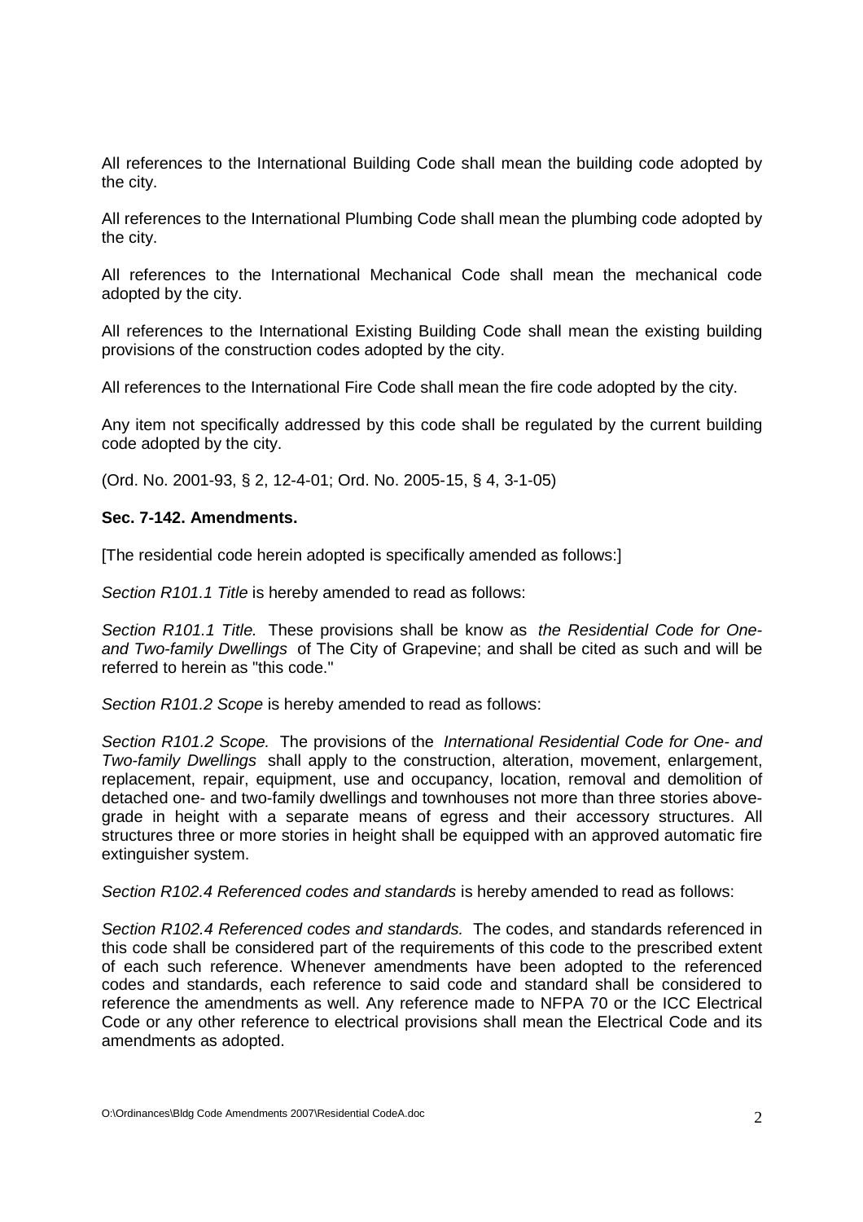All references to the International Building Code shall mean the building code adopted by the city.

All references to the International Plumbing Code shall mean the plumbing code adopted by the city.

All references to the International Mechanical Code shall mean the mechanical code adopted by the city.

All references to the International Existing Building Code shall mean the existing building provisions of the construction codes adopted by the city.

All references to the International Fire Code shall mean the fire code adopted by the city.

Any item not specifically addressed by this code shall be regulated by the current building code adopted by the city.

(Ord. No. 2001-93, § 2, 12-4-01; Ord. No. 2005-15, § 4, 3-1-05)

**Sec. 7-142. Amendments.**

[The residential code herein adopted is specifically amended as follows:]

*Section R101.1 Title* is hereby amended to read as follows:

*Section R101.1 Title.* These provisions shall be know as *the Residential Code for One- and Two-family Dwellings* of The City of Grapevine; and shall be cited as such and will be referred to herein as "this code."

*Section R101.2 Scope* is hereby amended to read as follows:

*Section R101.2 Scope.* The provisions of the *International Residential Code for One- and Two-family Dwellings* shall apply to the construction, alteration, movement, enlargement, replacement, repair, equipment, use and occupancy, location, removal and demolition of detached one- and two-family dwellings and townhouses not more than three stories above-grade in height with a separate means of egress and their accessory structures. All structures three or more stories in height shall be equipped with an approved automatic fire extinguisher system.

*Section R102.4 Referenced codes and standards* is hereby amended to read as follows:

*Section R102.4 Referenced codes and standards.* The codes, and standards referenced in this code shall be considered part of the requirements of this code to the prescribed extent of each such reference. Whenever amendments have been adopted to the referenced codes and standards, each reference to said code and standard shall be considered to reference the amendments as well. Any reference made to NFPA 70 or the ICC Electrical Code or any other reference to electrical provisions shall mean the Electrical Code and its amendments as adopted.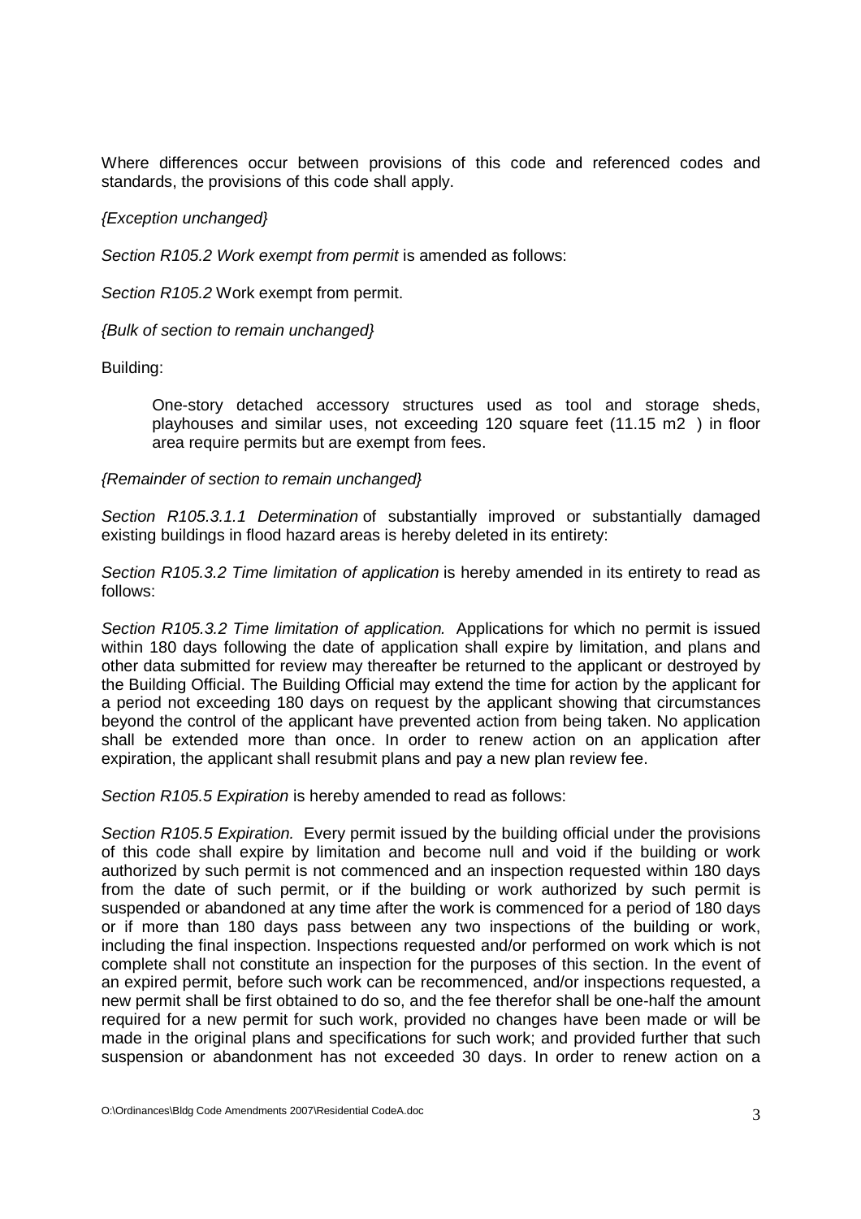Where differences occur between provisions of this code and referenced codes and standards, the provisions of this code shall apply.

*{Exception unchanged}*

*Section R105.2 Work exempt from permit* is amended as follows:

*Section R105.2* Work exempt from permit.

*{Bulk of section to remain unchanged}*

Building:

> One-story detached accessory structures used as tool and storage sheds, playhouses and similar uses, not exceeding 120 square feet (11.15 m2 ) in floor area require permits but are exempt from fees.

*{Remainder of section to remain unchanged}*

*Section R105.3.1.1 Determination* of substantially improved or substantially damaged existing buildings in flood hazard areas is hereby deleted in its entirety:

*Section R105.3.2 Time limitation of application* is hereby amended in its entirety to read as follows:

*Section R105.3.2 Time limitation of application.* Applications for which no permit is issued within 180 days following the date of application shall expire by limitation, and plans and other data submitted for review may thereafter be returned to the applicant or destroyed by the Building Official. The Building Official may extend the time for action by the applicant for a period not exceeding 180 days on request by the applicant showing that circumstances beyond the control of the applicant have prevented action from being taken. No application shall be extended more than once. In order to renew action on an application after expiration, the applicant shall resubmit plans and pay a new plan review fee.

*Section R105.5 Expiration* is hereby amended to read as follows:

*Section R105.5 Expiration.* Every permit issued by the building official under the provisions of this code shall expire by limitation and become null and void if the building or work authorized by such permit is not commenced and an inspection requested within 180 days from the date of such permit, or if the building or work authorized by such permit is suspended or abandoned at any time after the work is commenced for a period of 180 days or if more than 180 days pass between any two inspections of the building or work, including the final inspection. Inspections requested and/or performed on work which is not complete shall not constitute an inspection for the purposes of this section. In the event of an expired permit, before such work can be recommenced, and/or inspections requested, a new permit shall be first obtained to do so, and the fee therefor shall be one-half the amount required for a new permit for such work, provided no changes have been made or will be made in the original plans and specifications for such work; and provided further that such suspension or abandonment has not exceeded 30 days. In order to renew action on a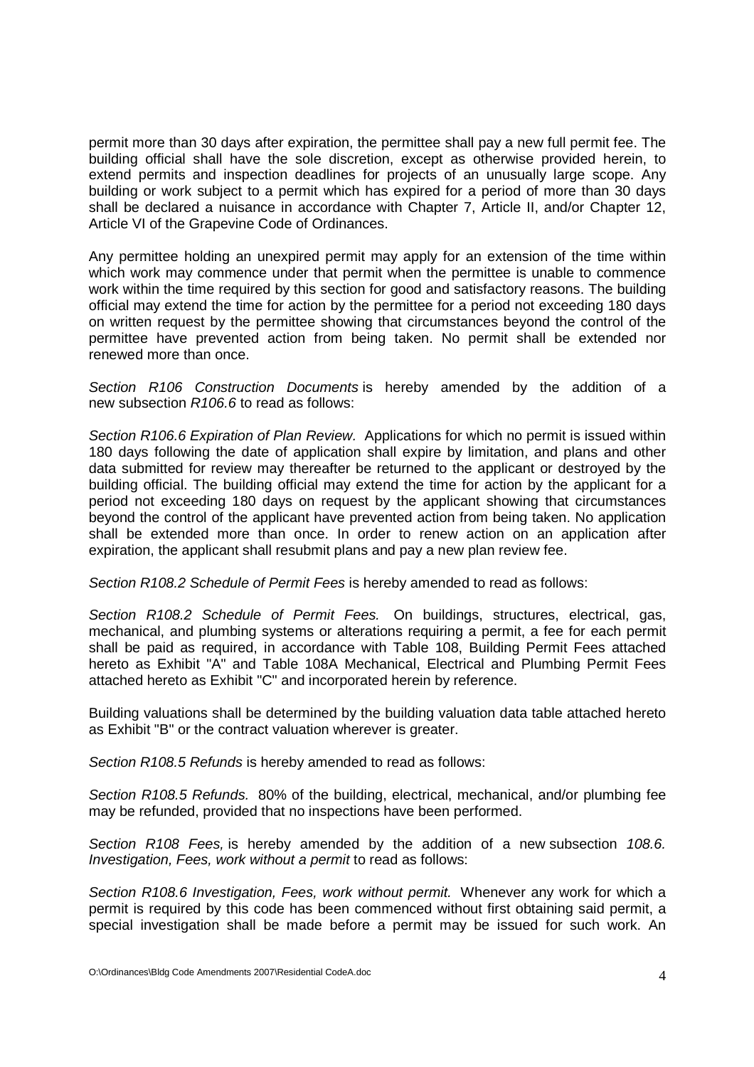permit more than 30 days after expiration, the permittee shall pay a new full permit fee. The building official shall have the sole discretion, except as otherwise provided herein, to extend permits and inspection deadlines for projects of an unusually large scope. Any building or work subject to a permit which has expired for a period of more than 30 days shall be declared a nuisance in accordance with Chapter 7, Article II, and/or Chapter 12, Article VI of the Grapevine Code of Ordinances.

Any permittee holding an unexpired permit may apply for an extension of the time within which work may commence under that permit when the permittee is unable to commence work within the time required by this section for good and satisfactory reasons. The building official may extend the time for action by the permittee for a period not exceeding 180 days on written request by the permittee showing that circumstances beyond the control of the permittee have prevented action from being taken. No permit shall be extended nor renewed more than once.

*Section R106 Construction Documents* is hereby amended by the addition of a new subsection *R106.6* to read as follows:

*Section R106.6 Expiration of Plan Review.* Applications for which no permit is issued within 180 days following the date of application shall expire by limitation, and plans and other data submitted for review may thereafter be returned to the applicant or destroyed by the building official. The building official may extend the time for action by the applicant for a period not exceeding 180 days on request by the applicant showing that circumstances beyond the control of the applicant have prevented action from being taken. No application shall be extended more than once. In order to renew action on an application after expiration, the applicant shall resubmit plans and pay a new plan review fee.

*Section R108.2 Schedule of Permit Fees* is hereby amended to read as follows:

*Section R108.2 Schedule of Permit Fees.* On buildings, structures, electrical, gas, mechanical, and plumbing systems or alterations requiring a permit, a fee for each permit shall be paid as required, in accordance with Table 108, Building Permit Fees attached hereto as Exhibit "A" and Table 108A Mechanical, Electrical and Plumbing Permit Fees attached hereto as Exhibit "C" and incorporated herein by reference.

Building valuations shall be determined by the building valuation data table attached hereto as Exhibit "B" or the contract valuation wherever is greater.

*Section R108.5 Refunds* is hereby amended to read as follows:

*Section R108.5 Refunds.* 80% of the building, electrical, mechanical, and/or plumbing fee may be refunded, provided that no inspections have been performed.

*Section R108 Fees,* is hereby amended by the addition of a new subsection *108.6. Investigation, Fees, work without a permit* to read as follows:

*Section R108.6 Investigation, Fees, work without permit.* Whenever any work for which a permit is required by this code has been commenced without first obtaining said permit, a special investigation shall be made before a permit may be issued for such work. An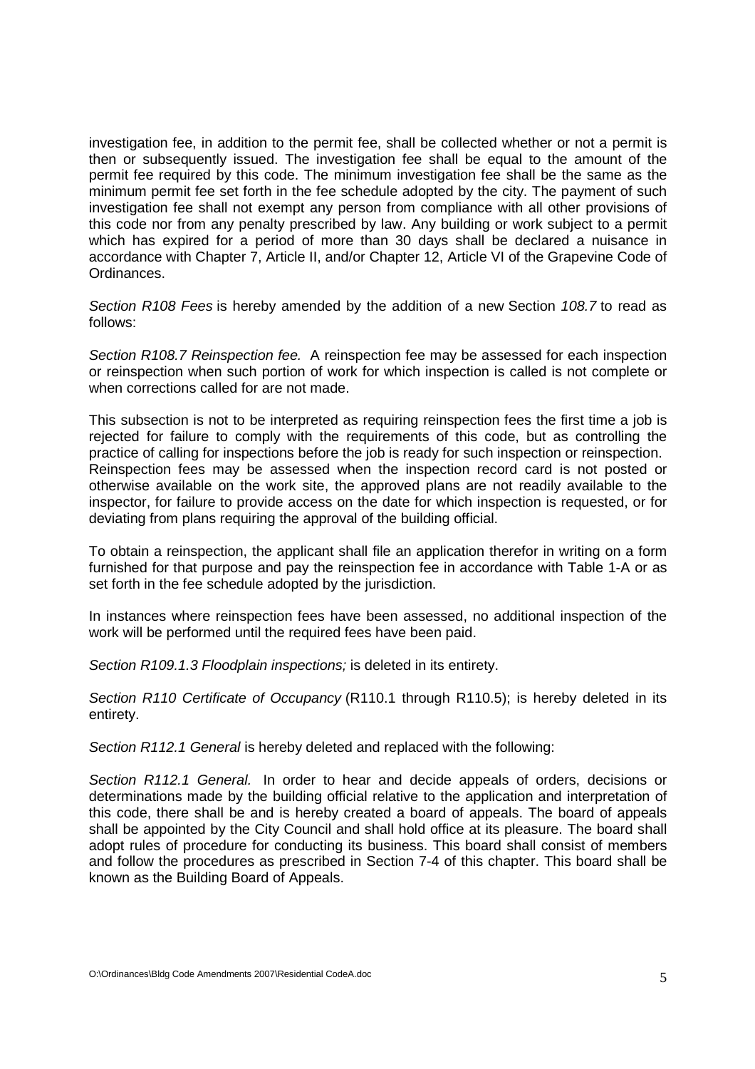investigation fee, in addition to the permit fee, shall be collected whether or not a permit is then or subsequently issued. The investigation fee shall be equal to the amount of the permit fee required by this code. The minimum investigation fee shall be the same as the minimum permit fee set forth in the fee schedule adopted by the city. The payment of such investigation fee shall not exempt any person from compliance with all other provisions of this code nor from any penalty prescribed by law. Any building or work subject to a permit which has expired for a period of more than 30 days shall be declared a nuisance in accordance with Chapter 7, Article II, and/or Chapter 12, Article VI of the Grapevine Code of Ordinances.

*Section R108 Fees* is hereby amended by the addition of a new Section *108.7* to read as follows:

*Section R108.7 Reinspection fee.* A reinspection fee may be assessed for each inspection or reinspection when such portion of work for which inspection is called is not complete or when corrections called for are not made.

This subsection is not to be interpreted as requiring reinspection fees the first time a job is rejected for failure to comply with the requirements of this code, but as controlling the practice of calling for inspections before the job is ready for such inspection or reinspection. Reinspection fees may be assessed when the inspection record card is not posted or otherwise available on the work site, the approved plans are not readily available to the inspector, for failure to provide access on the date for which inspection is requested, or for deviating from plans requiring the approval of the building official.

To obtain a reinspection, the applicant shall file an application therefor in writing on a form furnished for that purpose and pay the reinspection fee in accordance with Table 1-A or as set forth in the fee schedule adopted by the jurisdiction.

In instances where reinspection fees have been assessed, no additional inspection of the work will be performed until the required fees have been paid.

*Section R109.1.3 Floodplain inspections;* is deleted in its entirety.

*Section R110 Certificate of Occupancy* (R110.1 through R110.5); is hereby deleted in its entirety.

*Section R112.1 General* is hereby deleted and replaced with the following:

*Section R112.1 General.* In order to hear and decide appeals of orders, decisions or determinations made by the building official relative to the application and interpretation of this code, there shall be and is hereby created a board of appeals. The board of appeals shall be appointed by the City Council and shall hold office at its pleasure. The board shall adopt rules of procedure for conducting its business. This board shall consist of members and follow the procedures as prescribed in Section 7-4 of this chapter. This board shall be known as the Building Board of Appeals.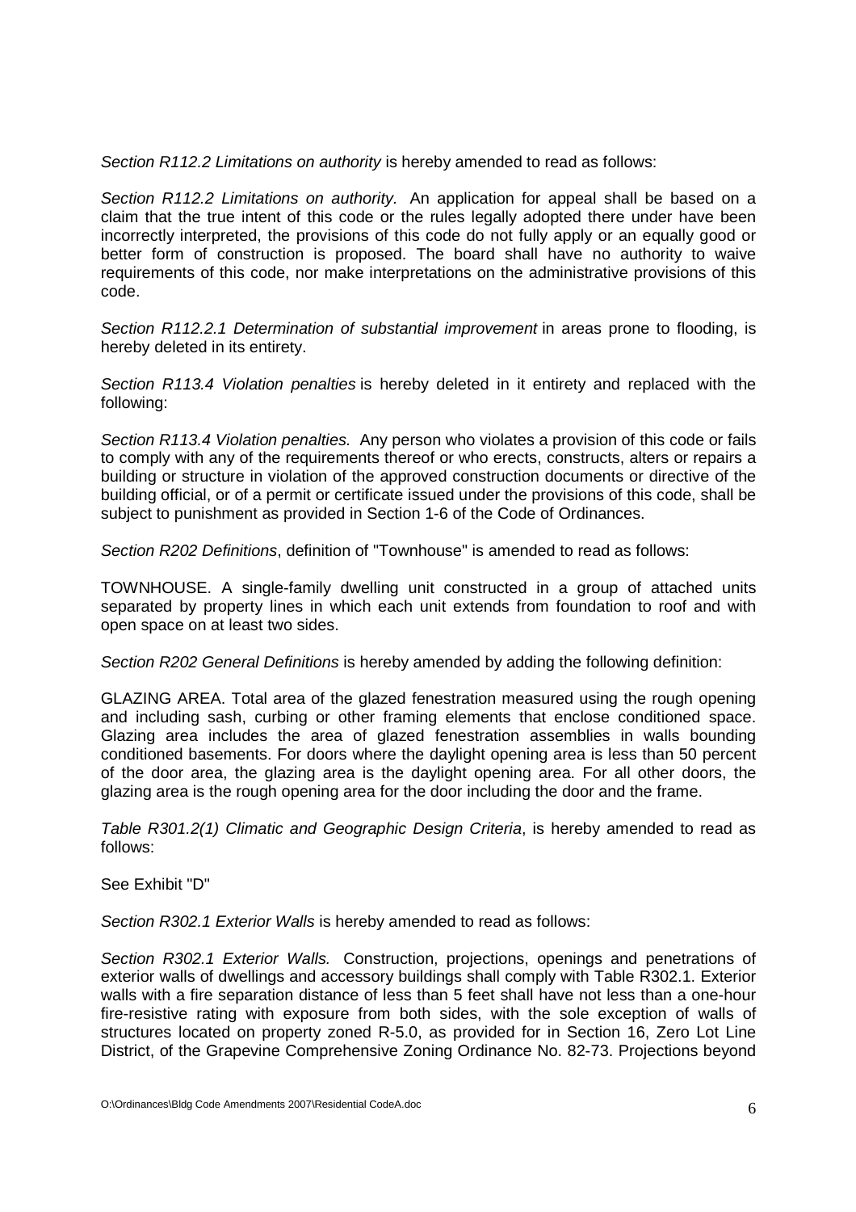*Section R112.2 Limitations on authority* is hereby amended to read as follows:

*Section R112.2 Limitations on authority.* An application for appeal shall be based on a claim that the true intent of this code or the rules legally adopted there under have been incorrectly interpreted, the provisions of this code do not fully apply or an equally good or better form of construction is proposed. The board shall have no authority to waive requirements of this code, nor make interpretations on the administrative provisions of this code.

*Section R112.2.1 Determination of substantial improvement* in areas prone to flooding, is hereby deleted in its entirety.

*Section R113.4 Violation penalties* is hereby deleted in it entirety and replaced with the following:

*Section R113.4 Violation penalties.* Any person who violates a provision of this code or fails to comply with any of the requirements thereof or who erects, constructs, alters or repairs a building or structure in violation of the approved construction documents or directive of the building official, or of a permit or certificate issued under the provisions of this code, shall be subject to punishment as provided in Section 1-6 of the Code of Ordinances.

*Section R202 Definitions*, definition of "Townhouse" is amended to read as follows:

TOWNHOUSE. A single-family dwelling unit constructed in a group of attached units separated by property lines in which each unit extends from foundation to roof and with open space on at least two sides.

*Section R202 General Definitions* is hereby amended by adding the following definition:

GLAZING AREA. Total area of the glazed fenestration measured using the rough opening and including sash, curbing or other framing elements that enclose conditioned space. Glazing area includes the area of glazed fenestration assemblies in walls bounding conditioned basements. For doors where the daylight opening area is less than 50 percent of the door area, the glazing area is the daylight opening area. For all other doors, the glazing area is the rough opening area for the door including the door and the frame.

*Table R301.2(1) Climatic and Geographic Design Criteria*, is hereby amended to read as follows:

See Exhibit "D"

*Section R302.1 Exterior Walls* is hereby amended to read as follows:

*Section R302.1 Exterior Walls.* Construction, projections, openings and penetrations of exterior walls of dwellings and accessory buildings shall comply with Table R302.1. Exterior walls with a fire separation distance of less than 5 feet shall have not less than a one-hour fire-resistive rating with exposure from both sides, with the sole exception of walls of structures located on property zoned R-5.0, as provided for in Section 16, Zero Lot Line District, of the Grapevine Comprehensive Zoning Ordinance No. 82-73. Projections beyond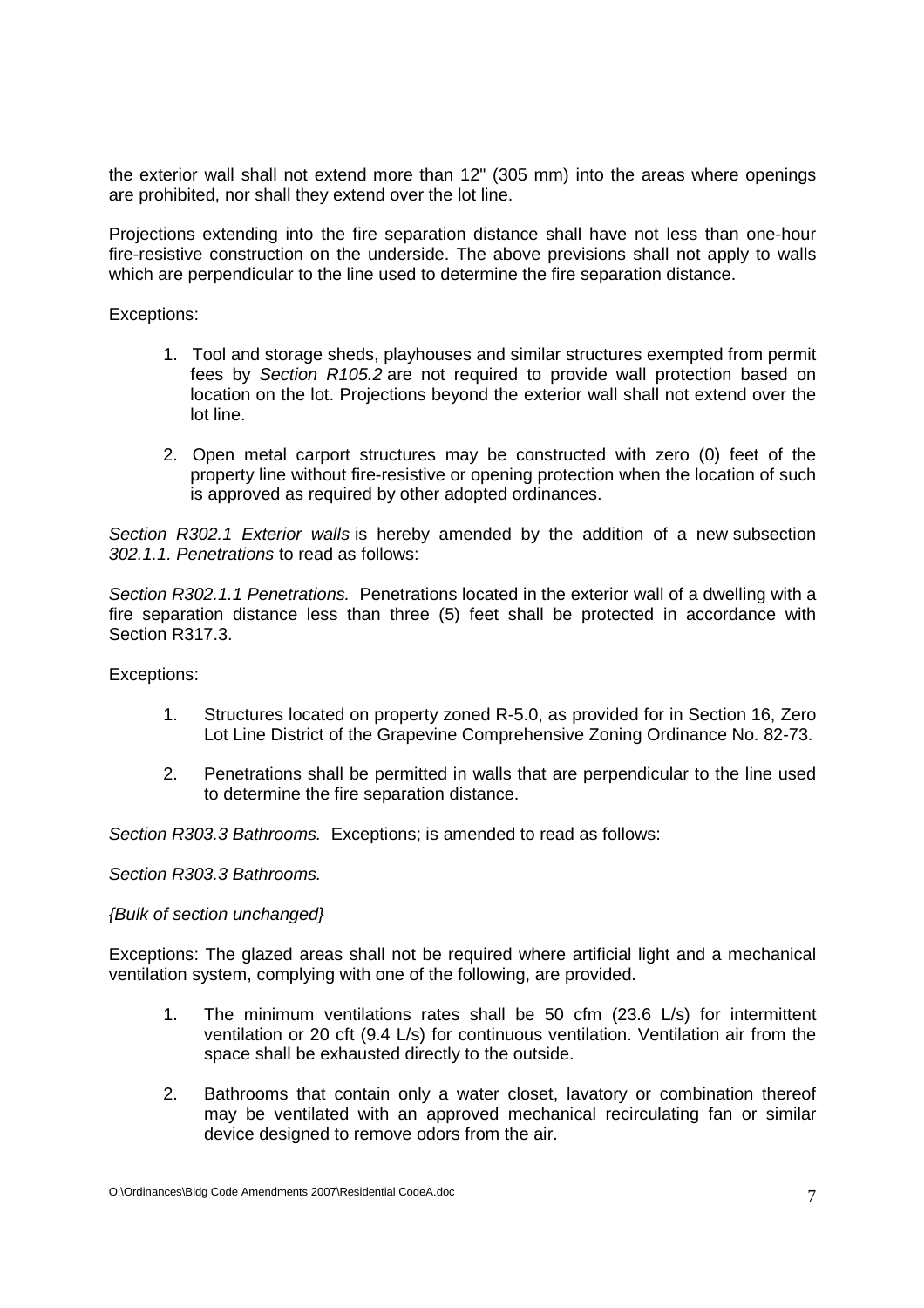the exterior wall shall not extend more than 12" (305 mm) into the areas where openings are prohibited, nor shall they extend over the lot line.

Projections extending into the fire separation distance shall have not less than one-hour fire-resistive construction on the underside. The above previsions shall not apply to walls which are perpendicular to the line used to determine the fire separation distance.

Exceptions:

1. Tool and storage sheds, playhouses and similar structures exempted from permit fees by *Section R105.2* are not required to provide wall protection based on location on the lot. Projections beyond the exterior wall shall not extend over the lot line.

2. Open metal carport structures may be constructed with zero (0) feet of the property line without fire-resistive or opening protection when the location of such is approved as required by other adopted ordinances.

*Section R302.1 Exterior walls* is hereby amended by the addition of a new subsection *302.1.1. Penetrations* to read as follows:

*Section R302.1.1 Penetrations.* Penetrations located in the exterior wall of a dwelling with a fire separation distance less than three (5) feet shall be protected in accordance with Section R317.3.

Exceptions:

1. Structures located on property zoned R-5.0, as provided for in Section 16, Zero Lot Line District of the Grapevine Comprehensive Zoning Ordinance No. 82-73.

2. Penetrations shall be permitted in walls that are perpendicular to the line used to determine the fire separation distance.

*Section R303.3 Bathrooms.* Exceptions; is amended to read as follows:

*Section R303.3 Bathrooms.*

*{Bulk of section unchanged}*

Exceptions: The glazed areas shall not be required where artificial light and a mechanical ventilation system, complying with one of the following, are provided.

1. The minimum ventilations rates shall be 50 cfm (23.6 L/s) for intermittent ventilation or 20 cft (9.4 L/s) for continuous ventilation. Ventilation air from the space shall be exhausted directly to the outside.

2. Bathrooms that contain only a water closet, lavatory or combination thereof may be ventilated with an approved mechanical recirculating fan or similar device designed to remove odors from the air.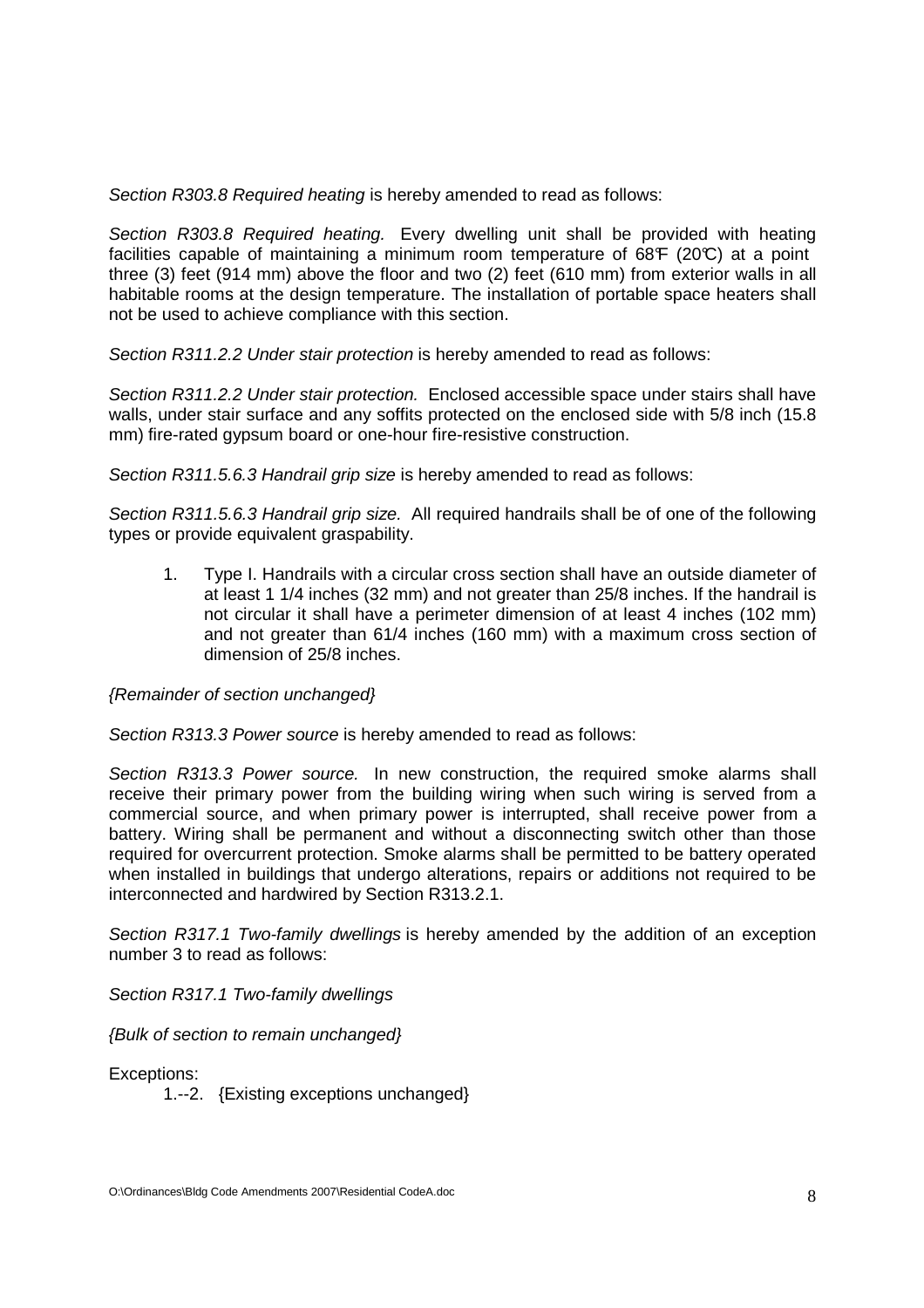*Section R303.8 Required heating* is hereby amended to read as follows:

*Section R303.8 Required heating.* Every dwelling unit shall be provided with heating facilities capable of maintaining a minimum room temperature of 68°F (20°C) at a point three (3) feet (914 mm) above the floor and two (2) feet (610 mm) from exterior walls in all habitable rooms at the design temperature. The installation of portable space heaters shall not be used to achieve compliance with this section.

*Section R311.2.2 Under stair protection* is hereby amended to read as follows:

*Section R311.2.2 Under stair protection.* Enclosed accessible space under stairs shall have walls, under stair surface and any soffits protected on the enclosed side with 5/8 inch (15.8 mm) fire-rated gypsum board or one-hour fire-resistive construction.

*Section R311.5.6.3 Handrail grip size* is hereby amended to read as follows:

*Section R311.5.6.3 Handrail grip size.* All required handrails shall be of one of the following types or provide equivalent graspability.

1. Type I. Handrails with a circular cross section shall have an outside diameter of at least 1 1/4 inches (32 mm) and not greater than 25/8 inches. If the handrail is not circular it shall have a perimeter dimension of at least 4 inches (102 mm) and not greater than 61/4 inches (160 mm) with a maximum cross section of dimension of 25/8 inches.

*{Remainder of section unchanged}*

*Section R313.3 Power source* is hereby amended to read as follows:

*Section R313.3 Power source.* In new construction, the required smoke alarms shall receive their primary power from the building wiring when such wiring is served from a commercial source, and when primary power is interrupted, shall receive power from a battery. Wiring shall be permanent and without a disconnecting switch other than those required for overcurrent protection. Smoke alarms shall be permitted to be battery operated when installed in buildings that undergo alterations, repairs or additions not required to be interconnected and hardwired by Section R313.2.1.

*Section R317.1 Two-family dwellings* is hereby amended by the addition of an exception number 3 to read as follows:

*Section R317.1 Two-family dwellings*

*{Bulk of section to remain unchanged}*

Exceptions:

1.--2. {Existing exceptions unchanged}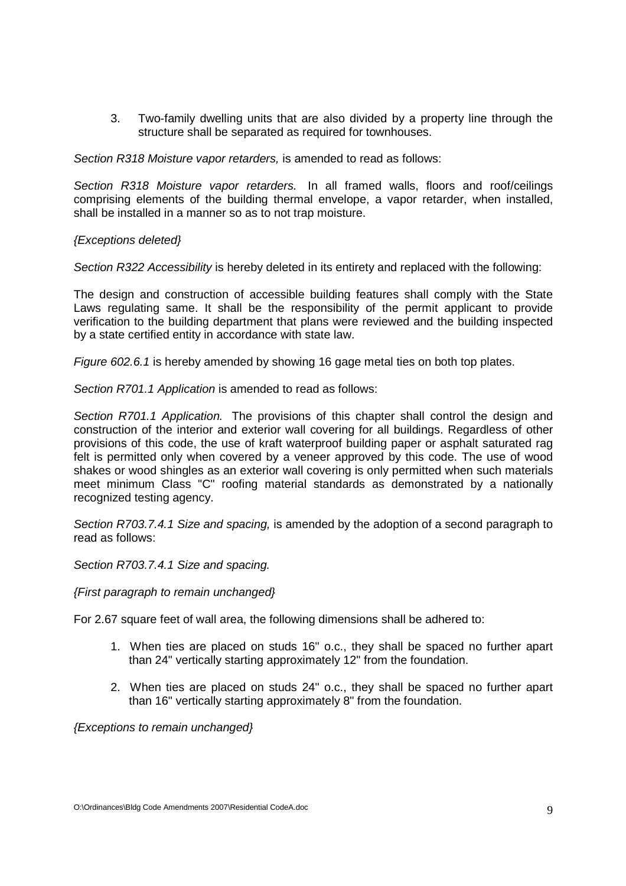3. Two-family dwelling units that are also divided by a property line through the structure shall be separated as required for townhouses.

*Section R318 Moisture vapor retarders,* is amended to read as follows:

*Section R318 Moisture vapor retarders.* In all framed walls, floors and roof/ceilings comprising elements of the building thermal envelope, a vapor retarder, when installed, shall be installed in a manner so as to not trap moisture.

*{Exceptions deleted}*

*Section R322 Accessibility* is hereby deleted in its entirety and replaced with the following:

The design and construction of accessible building features shall comply with the State Laws regulating same. It shall be the responsibility of the permit applicant to provide verification to the building department that plans were reviewed and the building inspected by a state certified entity in accordance with state law.

*Figure 602.6.1* is hereby amended by showing 16 gage metal ties on both top plates.

*Section R701.1 Application* is amended to read as follows:

*Section R701.1 Application.* The provisions of this chapter shall control the design and construction of the interior and exterior wall covering for all buildings. Regardless of other provisions of this code, the use of kraft waterproof building paper or asphalt saturated rag felt is permitted only when covered by a veneer approved by this code. The use of wood shakes or wood shingles as an exterior wall covering is only permitted when such materials meet minimum Class "C" roofing material standards as demonstrated by a nationally recognized testing agency.

*Section R703.7.4.1 Size and spacing,* is amended by the adoption of a second paragraph to read as follows:

*Section R703.7.4.1 Size and spacing.*

*{First paragraph to remain unchanged}*

For 2.67 square feet of wall area, the following dimensions shall be adhered to:

1. When ties are placed on studs 16" o.c., they shall be spaced no further apart than 24" vertically starting approximately 12" from the foundation.
2. When ties are placed on studs 24" o.c., they shall be spaced no further apart than 16" vertically starting approximately 8" from the foundation.

*{Exceptions to remain unchanged}*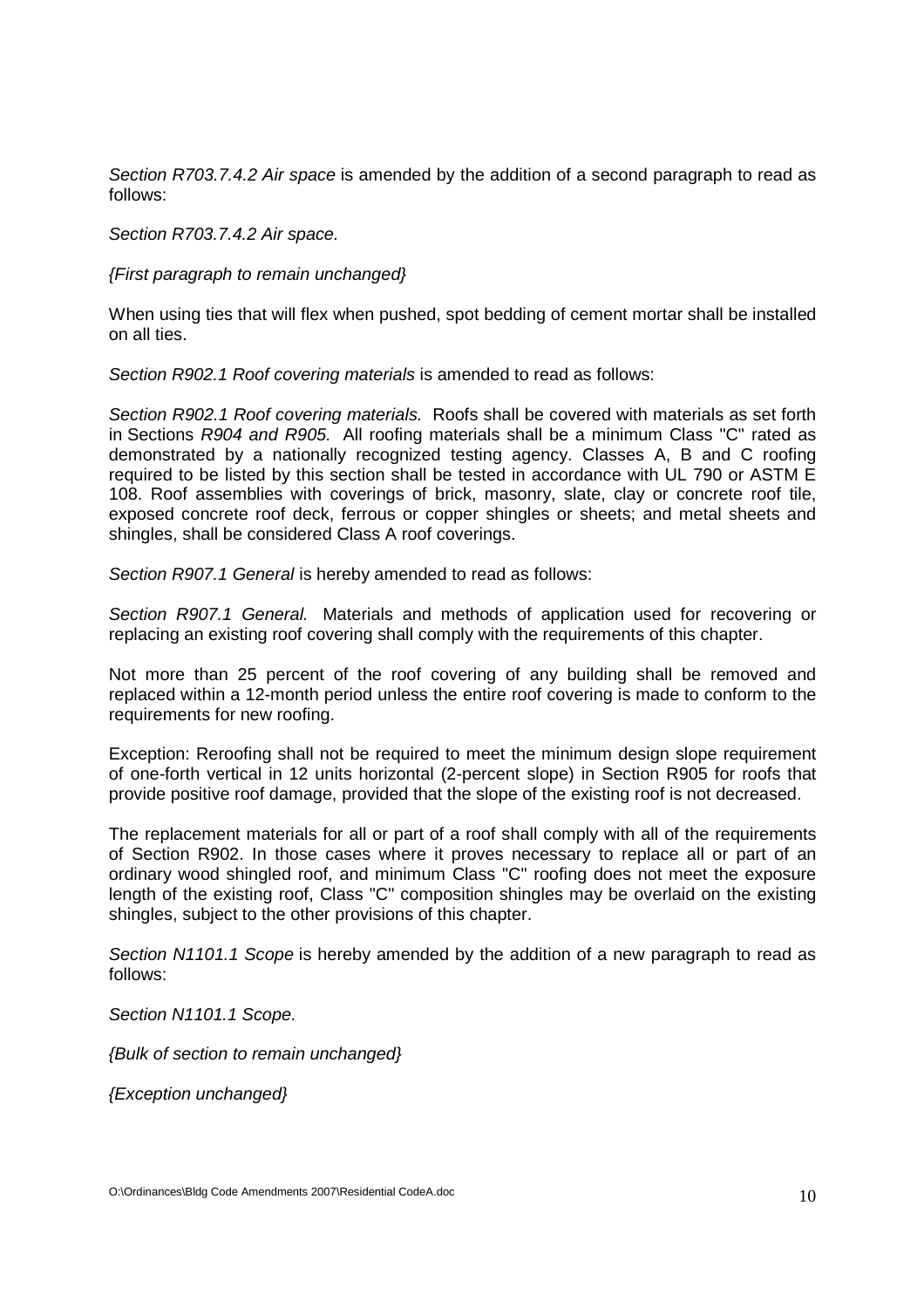*Section R703.7.4.2 Air space* is amended by the addition of a second paragraph to read as follows:

*Section R703.7.4.2 Air space*.

*{First paragraph to remain unchanged}*

When using ties that will flex when pushed, spot bedding of cement mortar shall be installed on all ties.

*Section R902.1 Roof covering materials* is amended to read as follows:

*Section R902.1 Roof covering materials.* Roofs shall be covered with materials as set forth in Sections *R904 and R905.* All roofing materials shall be a minimum Class "C" rated as demonstrated by a nationally recognized testing agency. Classes A, B and C roofing required to be listed by this section shall be tested in accordance with UL 790 or ASTM E 108. Roof assemblies with coverings of brick, masonry, slate, clay or concrete roof tile, exposed concrete roof deck, ferrous or copper shingles or sheets; and metal sheets and shingles, shall be considered Class A roof coverings.

*Section R907.1 General* is hereby amended to read as follows:

*Section R907.1 General.* Materials and methods of application used for recovering or replacing an existing roof covering shall comply with the requirements of this chapter.

Not more than 25 percent of the roof covering of any building shall be removed and replaced within a 12-month period unless the entire roof covering is made to conform to the requirements for new roofing.

Exception: Reroofing shall not be required to meet the minimum design slope requirement of one-forth vertical in 12 units horizontal (2-percent slope) in Section R905 for roofs that provide positive roof damage, provided that the slope of the existing roof is not decreased.

The replacement materials for all or part of a roof shall comply with all of the requirements of Section R902. In those cases where it proves necessary to replace all or part of an ordinary wood shingled roof, and minimum Class "C" roofing does not meet the exposure length of the existing roof, Class "C" composition shingles may be overlaid on the existing shingles, subject to the other provisions of this chapter.

*Section N1101.1 Scope* is hereby amended by the addition of a new paragraph to read as follows:

*Section N1101.1 Scope.*

*{Bulk of section to remain unchanged}*

*{Exception unchanged}*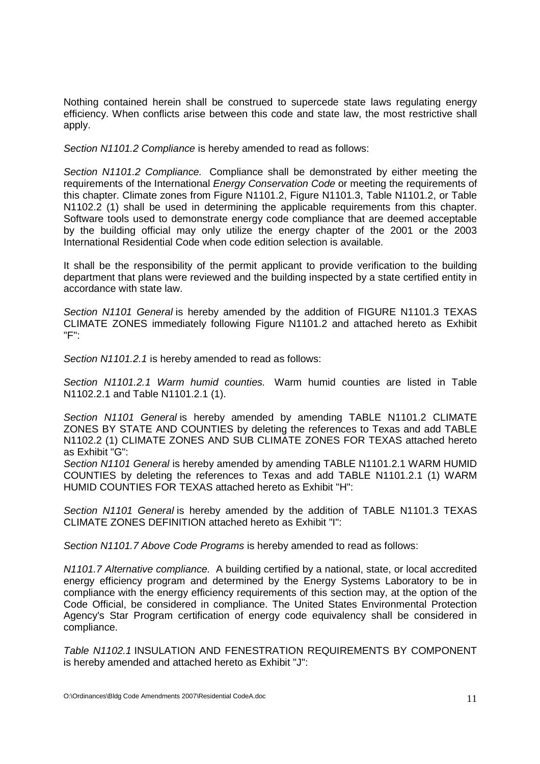Nothing contained herein shall be construed to supercede state laws regulating energy efficiency. When conflicts arise between this code and state law, the most restrictive shall apply.

*Section N1101.2 Compliance* is hereby amended to read as follows:

*Section N1101.2 Compliance.* Compliance shall be demonstrated by either meeting the requirements of the International *Energy Conservation Code* or meeting the requirements of this chapter. Climate zones from Figure N1101.2, Figure N1101.3, Table N1101.2, or Table N1102.2 (1) shall be used in determining the applicable requirements from this chapter. Software tools used to demonstrate energy code compliance that are deemed acceptable by the building official may only utilize the energy chapter of the 2001 or the 2003 International Residential Code when code edition selection is available.

It shall be the responsibility of the permit applicant to provide verification to the building department that plans were reviewed and the building inspected by a state certified entity in accordance with state law.

*Section N1101 General* is hereby amended by the addition of FIGURE N1101.3 TEXAS CLIMATE ZONES immediately following Figure N1101.2 and attached hereto as Exhibit "F":

*Section N1101.2.1* is hereby amended to read as follows:

*Section N1101.2.1 Warm humid counties.* Warm humid counties are listed in Table N1102.2.1 and Table N1101.2.1 (1).

*Section N1101 General* is hereby amended by amending TABLE N1101.2 CLIMATE ZONES BY STATE AND COUNTIES by deleting the references to Texas and add TABLE N1102.2 (1) CLIMATE ZONES AND SUB CLIMATE ZONES FOR TEXAS attached hereto as Exhibit "G":

*Section N1101 General* is hereby amended by amending TABLE N1101.2.1 WARM HUMID COUNTIES by deleting the references to Texas and add TABLE N1101.2.1 (1) WARM HUMID COUNTIES FOR TEXAS attached hereto as Exhibit "H":

*Section N1101 General* is hereby amended by the addition of TABLE N1101.3 TEXAS CLIMATE ZONES DEFINITION attached hereto as Exhibit "I":

*Section N1101.7 Above Code Programs* is hereby amended to read as follows:

*N1101.7 Alternative compliance.* A building certified by a national, state, or local accredited energy efficiency program and determined by the Energy Systems Laboratory to be in compliance with the energy efficiency requirements of this section may, at the option of the Code Official, be considered in compliance. The United States Environmental Protection Agency's Star Program certification of energy code equivalency shall be considered in compliance.

*Table N1102.1* INSULATION AND FENESTRATION REQUIREMENTS BY COMPONENT is hereby amended and attached hereto as Exhibit "J":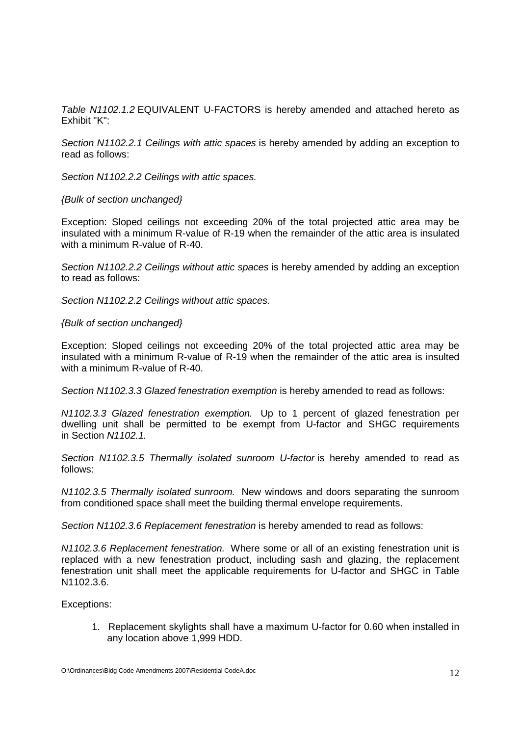*Table N1102.1.2* EQUIVALENT U-FACTORS is hereby amended and attached hereto as Exhibit "K":

*Section N1102.2.1 Ceilings with attic spaces* is hereby amended by adding an exception to read as follows:

*Section N1102.2.2 Ceilings with attic spaces.*

*{Bulk of section unchanged}*

Exception: Sloped ceilings not exceeding 20% of the total projected attic area may be insulated with a minimum R-value of R-19 when the remainder of the attic area is insulated with a minimum R-value of R-40.

*Section N1102.2.2 Ceilings without attic spaces* is hereby amended by adding an exception to read as follows:

*Section N1102.2.2 Ceilings without attic spaces.*

*{Bulk of section unchanged}*

Exception: Sloped ceilings not exceeding 20% of the total projected attic area may be insulated with a minimum R-value of R-19 when the remainder of the attic area is insulted with a minimum R-value of R-40.

*Section N1102.3.3 Glazed fenestration exemption* is hereby amended to read as follows:

*N1102.3.3 Glazed fenestration exemption.* Up to 1 percent of glazed fenestration per dwelling unit shall be permitted to be exempt from U-factor and SHGC requirements in Section *N1102.1.*

*Section N1102.3.5 Thermally isolated sunroom U-factor* is hereby amended to read as follows:

*N1102.3.5 Thermally isolated sunroom.* New windows and doors separating the sunroom from conditioned space shall meet the building thermal envelope requirements.

*Section N1102.3.6 Replacement fenestration* is hereby amended to read as follows:

*N1102.3.6 Replacement fenestration.* Where some or all of an existing fenestration unit is replaced with a new fenestration product, including sash and glazing, the replacement fenestration unit shall meet the applicable requirements for U-factor and SHGC in Table N1102.3.6.

Exceptions:

1. Replacement skylights shall have a maximum U-factor for 0.60 when installed in any location above 1,999 HDD.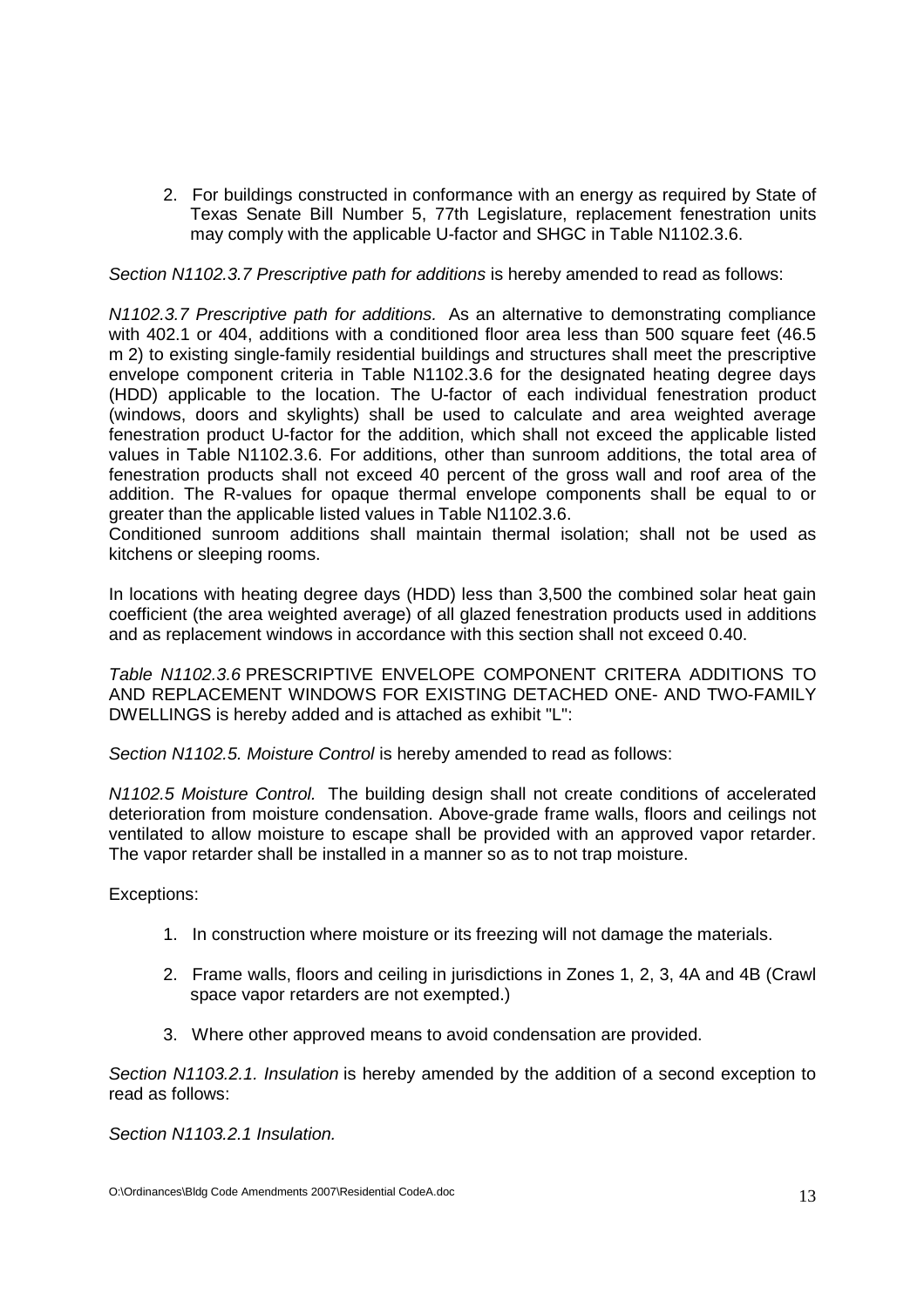2. For buildings constructed in conformance with an energy as required by State of Texas Senate Bill Number 5, 77th Legislature, replacement fenestration units may comply with the applicable U-factor and SHGC in Table N1102.3.6.

*Section N1102.3.7 Prescriptive path for additions* is hereby amended to read as follows:

*N1102.3.7 Prescriptive path for additions.* As an alternative to demonstrating compliance with 402.1 or 404, additions with a conditioned floor area less than 500 square feet (46.5 m 2) to existing single-family residential buildings and structures shall meet the prescriptive envelope component criteria in Table N1102.3.6 for the designated heating degree days (HDD) applicable to the location. The U-factor of each individual fenestration product (windows, doors and skylights) shall be used to calculate and area weighted average fenestration product U-factor for the addition, which shall not exceed the applicable listed values in Table N1102.3.6. For additions, other than sunroom additions, the total area of fenestration products shall not exceed 40 percent of the gross wall and roof area of the addition. The R-values for opaque thermal envelope components shall be equal to or greater than the applicable listed values in Table N1102.3.6.
Conditioned sunroom additions shall maintain thermal isolation; shall not be used as kitchens or sleeping rooms.

In locations with heating degree days (HDD) less than 3,500 the combined solar heat gain coefficient (the area weighted average) of all glazed fenestration products used in additions and as replacement windows in accordance with this section shall not exceed 0.40.

*Table N1102.3.6* PRESCRIPTIVE ENVELOPE COMPONENT CRITERA ADDITIONS TO AND REPLACEMENT WINDOWS FOR EXISTING DETACHED ONE- AND TWO-FAMILY DWELLINGS is hereby added and is attached as exhibit "L":

*Section N1102.5. Moisture Control* is hereby amended to read as follows:

*N1102.5 Moisture Control.* The building design shall not create conditions of accelerated deterioration from moisture condensation. Above-grade frame walls, floors and ceilings not ventilated to allow moisture to escape shall be provided with an approved vapor retarder. The vapor retarder shall be installed in a manner so as to not trap moisture.

Exceptions:

1. In construction where moisture or its freezing will not damage the materials.

2. Frame walls, floors and ceiling in jurisdictions in Zones 1, 2, 3, 4A and 4B (Crawl space vapor retarders are not exempted.)

3. Where other approved means to avoid condensation are provided.

*Section N1103.2.1. Insulation* is hereby amended by the addition of a second exception to read as follows:

*Section N1103.2.1 Insulation.*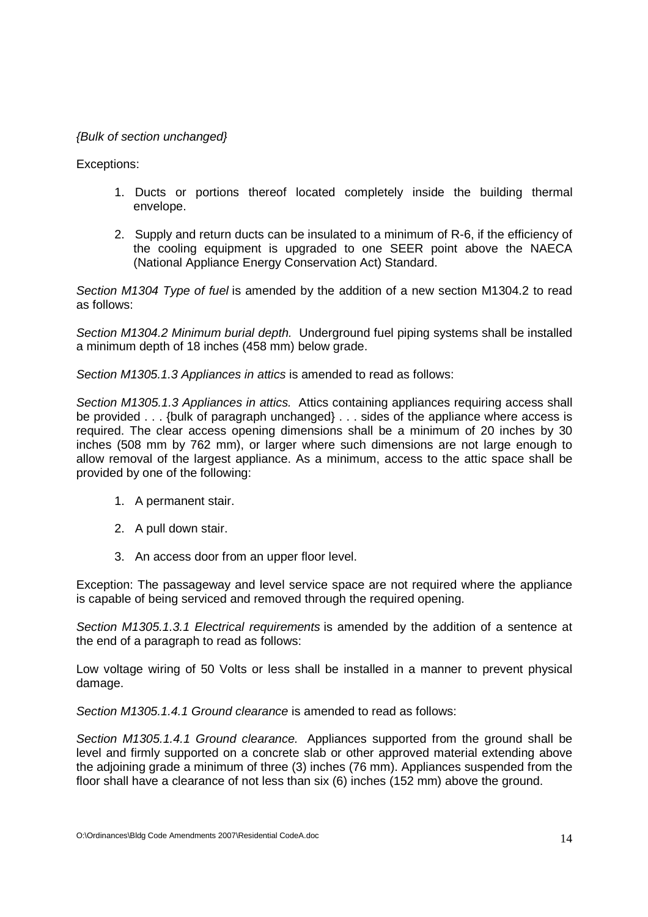*{Bulk of section unchanged}*

Exceptions:

1. Ducts or portions thereof located completely inside the building thermal envelope.

2. Supply and return ducts can be insulated to a minimum of R-6, if the efficiency of the cooling equipment is upgraded to one SEER point above the NAECA (National Appliance Energy Conservation Act) Standard.

*Section M1304 Type of fuel* is amended by the addition of a new section M1304.2 to read as follows:

*Section M1304.2 Minimum burial depth.* Underground fuel piping systems shall be installed a minimum depth of 18 inches (458 mm) below grade.

*Section M1305.1.3 Appliances in attics* is amended to read as follows:

*Section M1305.1.3 Appliances in attics.* Attics containing appliances requiring access shall be provided . . . {bulk of paragraph unchanged} . . . sides of the appliance where access is required. The clear access opening dimensions shall be a minimum of 20 inches by 30 inches (508 mm by 762 mm), or larger where such dimensions are not large enough to allow removal of the largest appliance. As a minimum, access to the attic space shall be provided by one of the following:

1. A permanent stair.

2. A pull down stair.

3. An access door from an upper floor level.

Exception: The passageway and level service space are not required where the appliance is capable of being serviced and removed through the required opening.

*Section M1305.1.3.1 Electrical requirements* is amended by the addition of a sentence at the end of a paragraph to read as follows:

Low voltage wiring of 50 Volts or less shall be installed in a manner to prevent physical damage.

*Section M1305.1.4.1 Ground clearance* is amended to read as follows:

*Section M1305.1.4.1 Ground clearance.* Appliances supported from the ground shall be level and firmly supported on a concrete slab or other approved material extending above the adjoining grade a minimum of three (3) inches (76 mm). Appliances suspended from the floor shall have a clearance of not less than six (6) inches (152 mm) above the ground.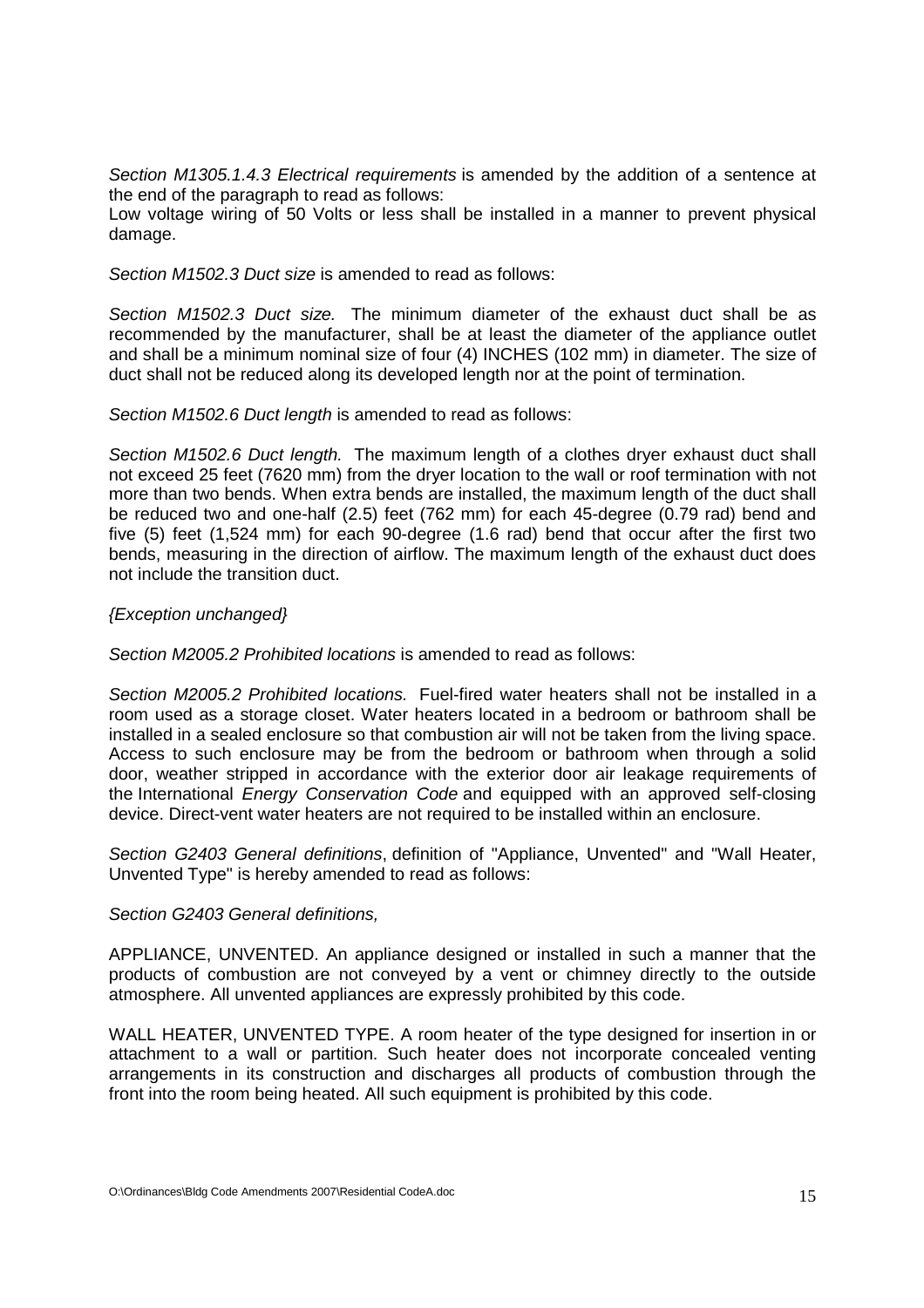*Section M1305.1.4.3 Electrical requirements* is amended by the addition of a sentence at the end of the paragraph to read as follows:
Low voltage wiring of 50 Volts or less shall be installed in a manner to prevent physical damage.

*Section M1502.3 Duct size* is amended to read as follows:

*Section M1502.3 Duct size.* The minimum diameter of the exhaust duct shall be as recommended by the manufacturer, shall be at least the diameter of the appliance outlet and shall be a minimum nominal size of four (4) INCHES (102 mm) in diameter. The size of duct shall not be reduced along its developed length nor at the point of termination.

*Section M1502.6 Duct length* is amended to read as follows:

*Section M1502.6 Duct length.* The maximum length of a clothes dryer exhaust duct shall not exceed 25 feet (7620 mm) from the dryer location to the wall or roof termination with not more than two bends. When extra bends are installed, the maximum length of the duct shall be reduced two and one-half (2.5) feet (762 mm) for each 45-degree (0.79 rad) bend and five (5) feet (1,524 mm) for each 90-degree (1.6 rad) bend that occur after the first two bends, measuring in the direction of airflow. The maximum length of the exhaust duct does not include the transition duct.

*{Exception unchanged}*

*Section M2005.2 Prohibited locations* is amended to read as follows:

*Section M2005.2 Prohibited locations.* Fuel-fired water heaters shall not be installed in a room used as a storage closet. Water heaters located in a bedroom or bathroom shall be installed in a sealed enclosure so that combustion air will not be taken from the living space. Access to such enclosure may be from the bedroom or bathroom when through a solid door, weather stripped in accordance with the exterior door air leakage requirements of the International *Energy Conservation Code* and equipped with an approved self-closing device. Direct-vent water heaters are not required to be installed within an enclosure.

*Section G2403 General definitions*, definition of "Appliance, Unvented" and "Wall Heater, Unvented Type" is hereby amended to read as follows:

*Section G2403 General definitions,*

APPLIANCE, UNVENTED. An appliance designed or installed in such a manner that the products of combustion are not conveyed by a vent or chimney directly to the outside atmosphere. All unvented appliances are expressly prohibited by this code.

WALL HEATER, UNVENTED TYPE. A room heater of the type designed for insertion in or attachment to a wall or partition. Such heater does not incorporate concealed venting arrangements in its construction and discharges all products of combustion through the front into the room being heated. All such equipment is prohibited by this code.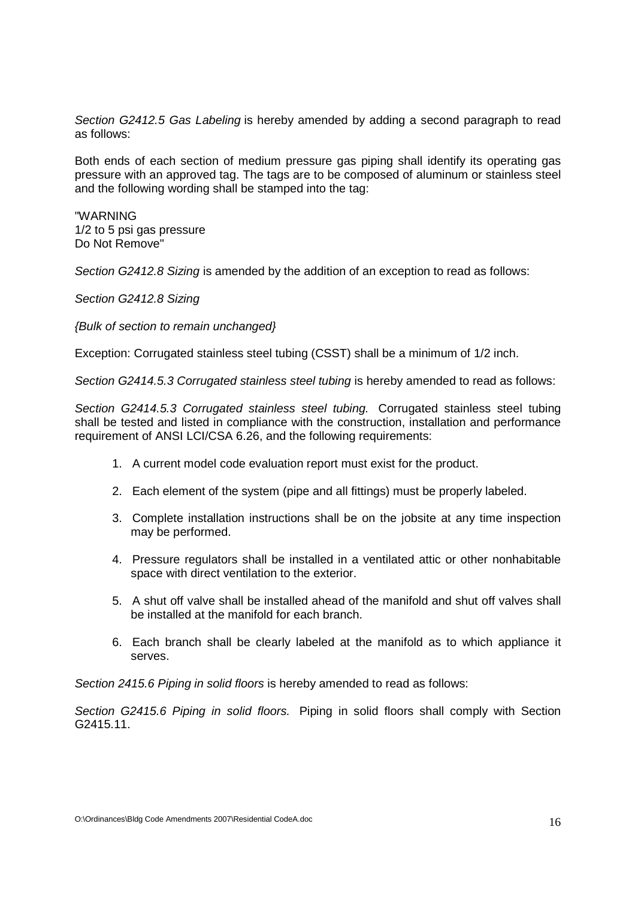*Section G2412.5 Gas Labeling* is hereby amended by adding a second paragraph to read as follows:

Both ends of each section of medium pressure gas piping shall identify its operating gas pressure with an approved tag. The tags are to be composed of aluminum or stainless steel and the following wording shall be stamped into the tag:

"WARNING
1/2 to 5 psi gas pressure
Do Not Remove"

*Section G2412.8 Sizing* is amended by the addition of an exception to read as follows:

*Section G2412.8 Sizing*

*{Bulk of section to remain unchanged}*

Exception: Corrugated stainless steel tubing (CSST) shall be a minimum of 1/2 inch.

*Section G2414.5.3 Corrugated stainless steel tubing* is hereby amended to read as follows:

*Section G2414.5.3 Corrugated stainless steel tubing.* Corrugated stainless steel tubing shall be tested and listed in compliance with the construction, installation and performance requirement of ANSI LCI/CSA 6.26, and the following requirements:

1. A current model code evaluation report must exist for the product.
2. Each element of the system (pipe and all fittings) must be properly labeled.
3. Complete installation instructions shall be on the jobsite at any time inspection may be performed.
4. Pressure regulators shall be installed in a ventilated attic or other nonhabitable space with direct ventilation to the exterior.
5. A shut off valve shall be installed ahead of the manifold and shut off valves shall be installed at the manifold for each branch.
6. Each branch shall be clearly labeled at the manifold as to which appliance it serves.

*Section 2415.6 Piping in solid floors* is hereby amended to read as follows:

*Section G2415.6 Piping in solid floors.* Piping in solid floors shall comply with Section G2415.11.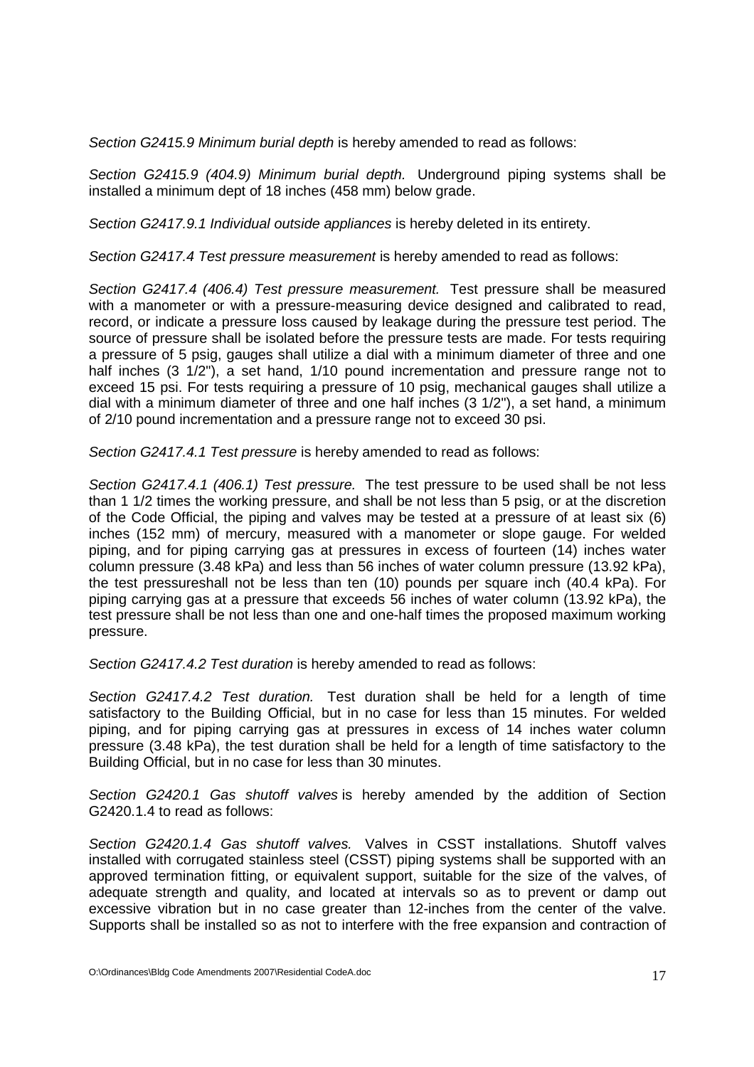*Section G2415.9 Minimum burial depth* is hereby amended to read as follows:

*Section G2415.9 (404.9) Minimum burial depth.* Underground piping systems shall be installed a minimum dept of 18 inches (458 mm) below grade.

*Section G2417.9.1 Individual outside appliances* is hereby deleted in its entirety.

*Section G2417.4 Test pressure measurement* is hereby amended to read as follows:

*Section G2417.4 (406.4) Test pressure measurement.* Test pressure shall be measured with a manometer or with a pressure-measuring device designed and calibrated to read, record, or indicate a pressure loss caused by leakage during the pressure test period. The source of pressure shall be isolated before the pressure tests are made. For tests requiring a pressure of 5 psig, gauges shall utilize a dial with a minimum diameter of three and one half inches (3 1/2"), a set hand, 1/10 pound incrementation and pressure range not to exceed 15 psi. For tests requiring a pressure of 10 psig, mechanical gauges shall utilize a dial with a minimum diameter of three and one half inches (3 1/2"), a set hand, a minimum of 2/10 pound incrementation and a pressure range not to exceed 30 psi.

*Section G2417.4.1 Test pressure* is hereby amended to read as follows:

*Section G2417.4.1 (406.1) Test pressure.* The test pressure to be used shall be not less than 1 1/2 times the working pressure, and shall be not less than 5 psig, or at the discretion of the Code Official, the piping and valves may be tested at a pressure of at least six (6) inches (152 mm) of mercury, measured with a manometer or slope gauge. For welded piping, and for piping carrying gas at pressures in excess of fourteen (14) inches water column pressure (3.48 kPa) and less than 56 inches of water column pressure (13.92 kPa), the test pressureshall not be less than ten (10) pounds per square inch (40.4 kPa). For piping carrying gas at a pressure that exceeds 56 inches of water column (13.92 kPa), the test pressure shall be not less than one and one-half times the proposed maximum working pressure.

*Section G2417.4.2 Test duration* is hereby amended to read as follows:

*Section G2417.4.2 Test duration.* Test duration shall be held for a length of time satisfactory to the Building Official, but in no case for less than 15 minutes. For welded piping, and for piping carrying gas at pressures in excess of 14 inches water column pressure (3.48 kPa), the test duration shall be held for a length of time satisfactory to the Building Official, but in no case for less than 30 minutes.

*Section G2420.1 Gas shutoff valves* is hereby amended by the addition of Section G2420.1.4 to read as follows:

*Section G2420.1.4 Gas shutoff valves.* Valves in CSST installations. Shutoff valves installed with corrugated stainless steel (CSST) piping systems shall be supported with an approved termination fitting, or equivalent support, suitable for the size of the valves, of adequate strength and quality, and located at intervals so as to prevent or damp out excessive vibration but in no case greater than 12-inches from the center of the valve. Supports shall be installed so as not to interfere with the free expansion and contraction of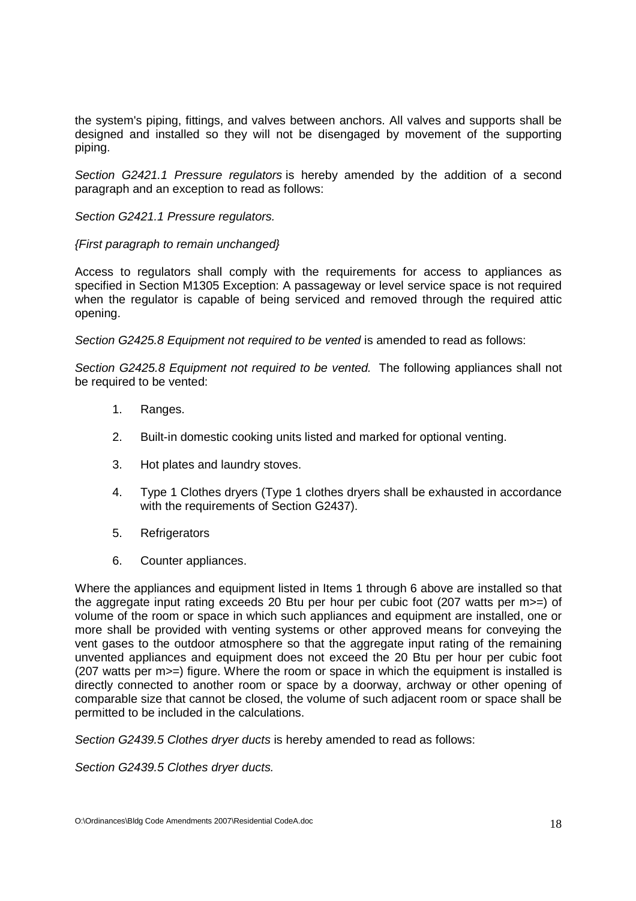the system's piping, fittings, and valves between anchors. All valves and supports shall be designed and installed so they will not be disengaged by movement of the supporting piping.

*Section G2421.1 Pressure regulators* is hereby amended by the addition of a second paragraph and an exception to read as follows:

*Section G2421.1 Pressure regulators.*

*{First paragraph to remain unchanged}*

Access to regulators shall comply with the requirements for access to appliances as specified in Section M1305 Exception: A passageway or level service space is not required when the regulator is capable of being serviced and removed through the required attic opening.

*Section G2425.8 Equipment not required to be vented* is amended to read as follows:

*Section G2425.8 Equipment not required to be vented.* The following appliances shall not be required to be vented:

1. Ranges.
2. Built-in domestic cooking units listed and marked for optional venting.
3. Hot plates and laundry stoves.
4. Type 1 Clothes dryers (Type 1 clothes dryers shall be exhausted in accordance with the requirements of Section G2437).
5. Refrigerators
6. Counter appliances.

Where the appliances and equipment listed in Items 1 through 6 above are installed so that the aggregate input rating exceeds 20 Btu per hour per cubic foot (207 watts per m>=) of volume of the room or space in which such appliances and equipment are installed, one or more shall be provided with venting systems or other approved means for conveying the vent gases to the outdoor atmosphere so that the aggregate input rating of the remaining unvented appliances and equipment does not exceed the 20 Btu per hour per cubic foot (207 watts per m>=) figure. Where the room or space in which the equipment is installed is directly connected to another room or space by a doorway, archway or other opening of comparable size that cannot be closed, the volume of such adjacent room or space shall be permitted to be included in the calculations.

*Section G2439.5 Clothes dryer ducts* is hereby amended to read as follows:

*Section G2439.5 Clothes dryer ducts.*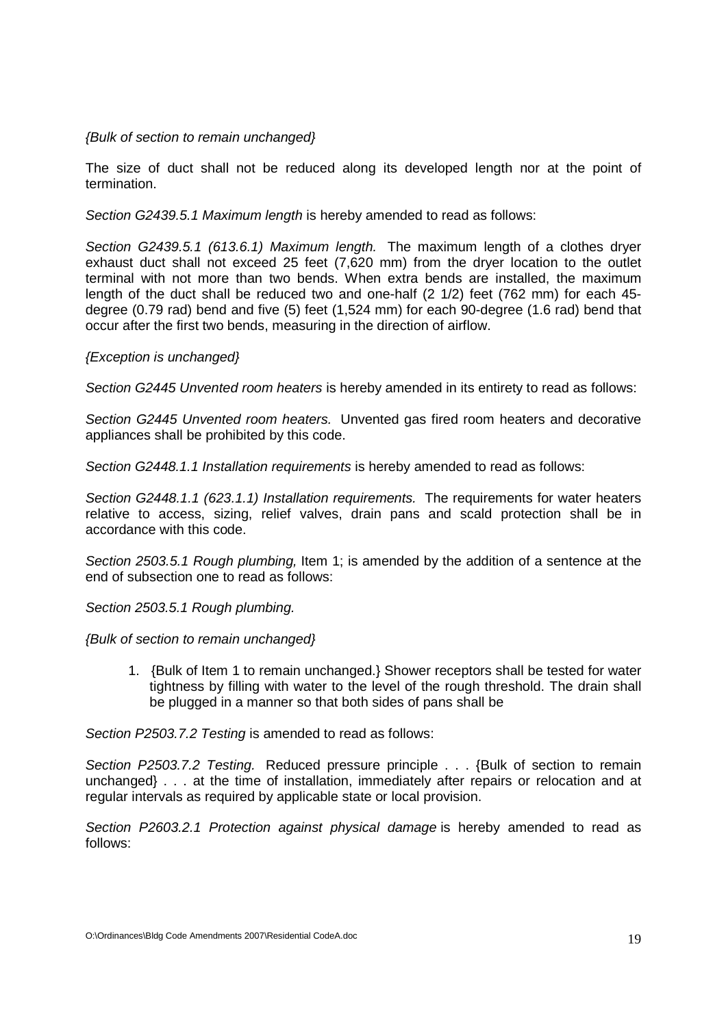*{Bulk of section to remain unchanged}*

The size of duct shall not be reduced along its developed length nor at the point of termination.

*Section G2439.5.1 Maximum length* is hereby amended to read as follows:

*Section G2439.5.1 (613.6.1) Maximum length.* The maximum length of a clothes dryer exhaust duct shall not exceed 25 feet (7,620 mm) from the dryer location to the outlet terminal with not more than two bends. When extra bends are installed, the maximum length of the duct shall be reduced two and one-half (2 1/2) feet (762 mm) for each 45-degree (0.79 rad) bend and five (5) feet (1,524 mm) for each 90-degree (1.6 rad) bend that occur after the first two bends, measuring in the direction of airflow.

*{Exception is unchanged}*

*Section G2445 Unvented room heaters* is hereby amended in its entirety to read as follows:

*Section G2445 Unvented room heaters.* Unvented gas fired room heaters and decorative appliances shall be prohibited by this code.

*Section G2448.1.1 Installation requirements* is hereby amended to read as follows:

*Section G2448.1.1 (623.1.1) Installation requirements.* The requirements for water heaters relative to access, sizing, relief valves, drain pans and scald protection shall be in accordance with this code.

*Section 2503.5.1 Rough plumbing,* Item 1; is amended by the addition of a sentence at the end of subsection one to read as follows:

*Section 2503.5.1 Rough plumbing.*

*{Bulk of section to remain unchanged}*

1. {Bulk of Item 1 to remain unchanged.} Shower receptors shall be tested for water tightness by filling with water to the level of the rough threshold. The drain shall be plugged in a manner so that both sides of pans shall be

*Section P2503.7.2 Testing* is amended to read as follows:

*Section P2503.7.2 Testing.* Reduced pressure principle . . . {Bulk of section to remain unchanged} . . . at the time of installation, immediately after repairs or relocation and at regular intervals as required by applicable state or local provision.

*Section P2603.2.1 Protection against physical damage* is hereby amended to read as follows: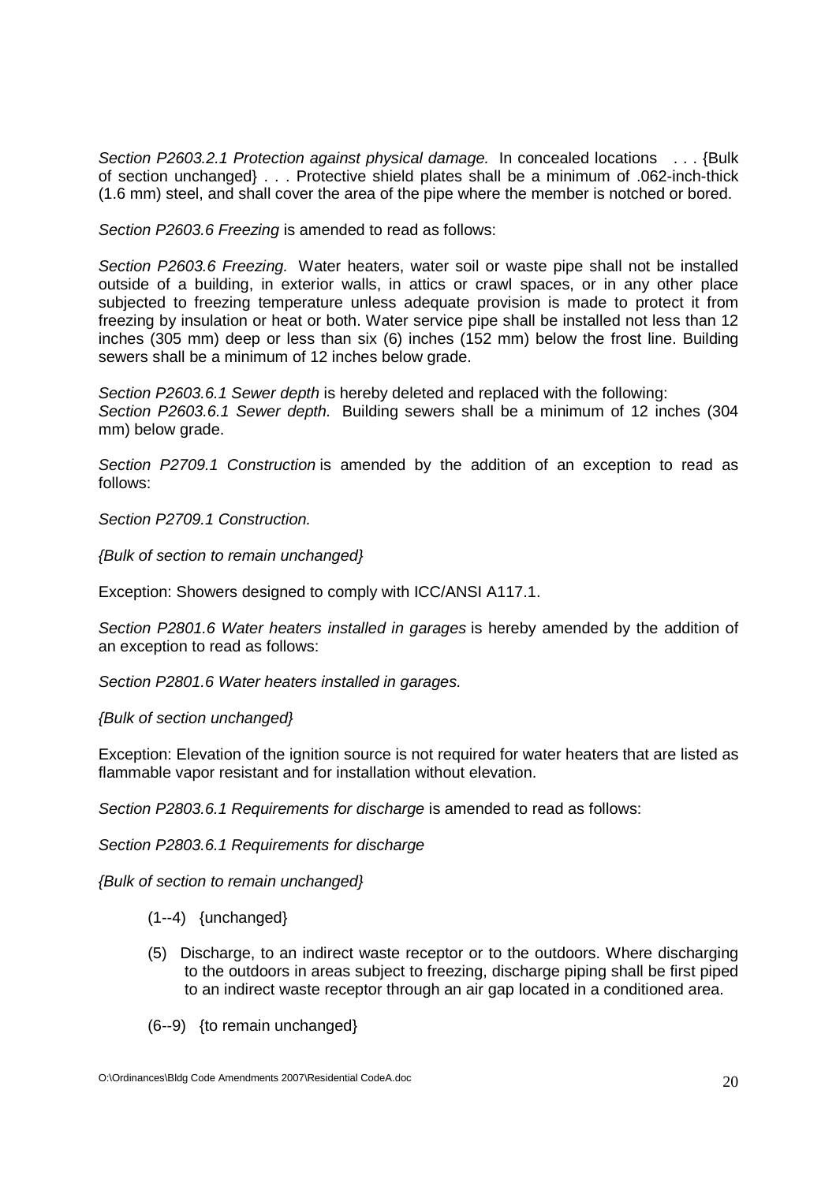*Section P2603.2.1 Protection against physical damage.* In concealed locations . . . {Bulk of section unchanged} . . . Protective shield plates shall be a minimum of .062-inch-thick (1.6 mm) steel, and shall cover the area of the pipe where the member is notched or bored.

*Section P2603.6 Freezing* is amended to read as follows:

*Section P2603.6 Freezing.* Water heaters, water soil or waste pipe shall not be installed outside of a building, in exterior walls, in attics or crawl spaces, or in any other place subjected to freezing temperature unless adequate provision is made to protect it from freezing by insulation or heat or both. Water service pipe shall be installed not less than 12 inches (305 mm) deep or less than six (6) inches (152 mm) below the frost line. Building sewers shall be a minimum of 12 inches below grade.

*Section P2603.6.1 Sewer depth* is hereby deleted and replaced with the following:
*Section P2603.6.1 Sewer depth.* Building sewers shall be a minimum of 12 inches (304 mm) below grade.

*Section P2709.1 Construction* is amended by the addition of an exception to read as follows:

*Section P2709.1 Construction.*

*{Bulk of section to remain unchanged}*

Exception: Showers designed to comply with ICC/ANSI A117.1.

*Section P2801.6 Water heaters installed in garages* is hereby amended by the addition of an exception to read as follows:

*Section P2801.6 Water heaters installed in garages.*

*{Bulk of section unchanged}*

Exception: Elevation of the ignition source is not required for water heaters that are listed as flammable vapor resistant and for installation without elevation.

*Section P2803.6.1 Requirements for discharge* is amended to read as follows:

*Section P2803.6.1 Requirements for discharge*

*{Bulk of section to remain unchanged}*

(1--4) {unchanged}

(5) Discharge, to an indirect waste receptor or to the outdoors. Where discharging to the outdoors in areas subject to freezing, discharge piping shall be first piped to an indirect waste receptor through an air gap located in a conditioned area.

(6--9) {to remain unchanged}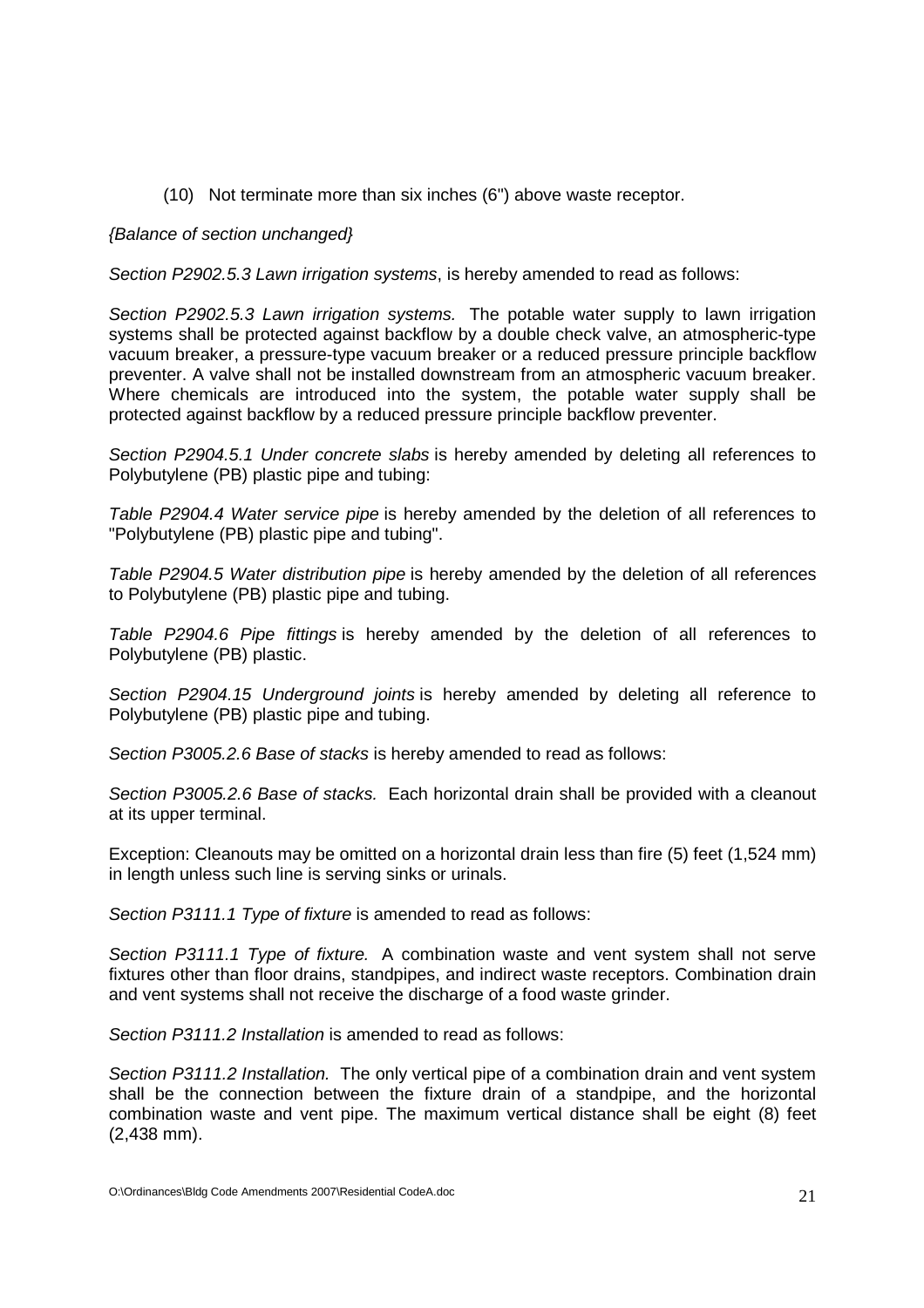(10) Not terminate more than six inches (6") above waste receptor.

*{Balance of section unchanged}*

*Section P2902.5.3 Lawn irrigation systems*, is hereby amended to read as follows:

*Section P2902.5.3 Lawn irrigation systems.* The potable water supply to lawn irrigation systems shall be protected against backflow by a double check valve, an atmospheric-type vacuum breaker, a pressure-type vacuum breaker or a reduced pressure principle backflow preventer. A valve shall not be installed downstream from an atmospheric vacuum breaker. Where chemicals are introduced into the system, the potable water supply shall be protected against backflow by a reduced pressure principle backflow preventer.

*Section P2904.5.1 Under concrete slabs* is hereby amended by deleting all references to Polybutylene (PB) plastic pipe and tubing:

*Table P2904.4 Water service pipe* is hereby amended by the deletion of all references to "Polybutylene (PB) plastic pipe and tubing".

*Table P2904.5 Water distribution pipe* is hereby amended by the deletion of all references to Polybutylene (PB) plastic pipe and tubing.

*Table P2904.6 Pipe fittings* is hereby amended by the deletion of all references to Polybutylene (PB) plastic.

*Section P2904.15 Underground joints* is hereby amended by deleting all reference to Polybutylene (PB) plastic pipe and tubing.

*Section P3005.2.6 Base of stacks* is hereby amended to read as follows:

*Section P3005.2.6 Base of stacks.* Each horizontal drain shall be provided with a cleanout at its upper terminal.

Exception: Cleanouts may be omitted on a horizontal drain less than fire (5) feet (1,524 mm) in length unless such line is serving sinks or urinals.

*Section P3111.1 Type of fixture* is amended to read as follows:

*Section P3111.1 Type of fixture.* A combination waste and vent system shall not serve fixtures other than floor drains, standpipes, and indirect waste receptors. Combination drain and vent systems shall not receive the discharge of a food waste grinder.

*Section P3111.2 Installation* is amended to read as follows:

*Section P3111.2 Installation.* The only vertical pipe of a combination drain and vent system shall be the connection between the fixture drain of a standpipe, and the horizontal combination waste and vent pipe. The maximum vertical distance shall be eight (8) feet (2,438 mm).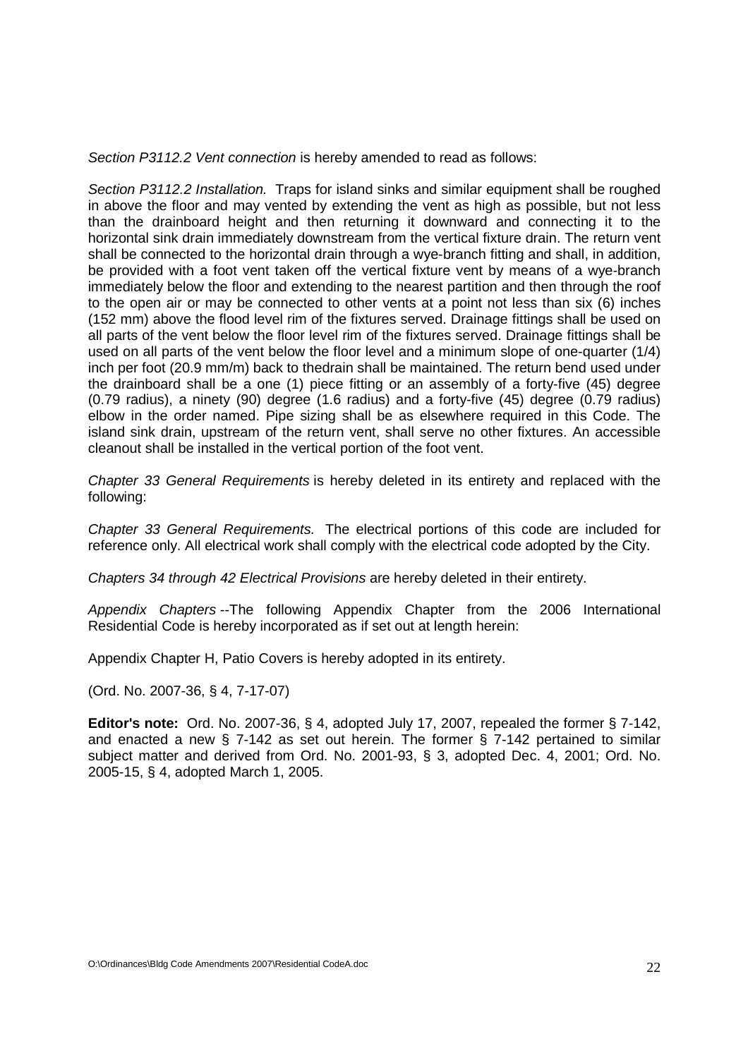*Section P3112.2 Vent connection* is hereby amended to read as follows:

*Section P3112.2 Installation.* Traps for island sinks and similar equipment shall be roughed in above the floor and may vented by extending the vent as high as possible, but not less than the drainboard height and then returning it downward and connecting it to the horizontal sink drain immediately downstream from the vertical fixture drain. The return vent shall be connected to the horizontal drain through a wye-branch fitting and shall, in addition, be provided with a foot vent taken off the vertical fixture vent by means of a wye-branch immediately below the floor and extending to the nearest partition and then through the roof to the open air or may be connected to other vents at a point not less than six (6) inches (152 mm) above the flood level rim of the fixtures served. Drainage fittings shall be used on all parts of the vent below the floor level rim of the fixtures served. Drainage fittings shall be used on all parts of the vent below the floor level and a minimum slope of one-quarter (1/4) inch per foot (20.9 mm/m) back to thedrain shall be maintained. The return bend used under the drainboard shall be a one (1) piece fitting or an assembly of a forty-five (45) degree (0.79 radius), a ninety (90) degree (1.6 radius) and a forty-five (45) degree (0.79 radius) elbow in the order named. Pipe sizing shall be as elsewhere required in this Code. The island sink drain, upstream of the return vent, shall serve no other fixtures. An accessible cleanout shall be installed in the vertical portion of the foot vent.

*Chapter 33 General Requirements* is hereby deleted in its entirety and replaced with the following:

*Chapter 33 General Requirements.* The electrical portions of this code are included for reference only. All electrical work shall comply with the electrical code adopted by the City.

*Chapters 34 through 42 Electrical Provisions* are hereby deleted in their entirety.

*Appendix Chapters* --The following Appendix Chapter from the 2006 International Residential Code is hereby incorporated as if set out at length herein:

Appendix Chapter H, Patio Covers is hereby adopted in its entirety.

(Ord. No. 2007-36, § 4, 7-17-07)

**Editor's note:** Ord. No. 2007-36, § 4, adopted July 17, 2007, repealed the former § 7-142, and enacted a new § 7-142 as set out herein. The former § 7-142 pertained to similar subject matter and derived from Ord. No. 2001-93, § 3, adopted Dec. 4, 2001; Ord. No. 2005-15, § 4, adopted March 1, 2005.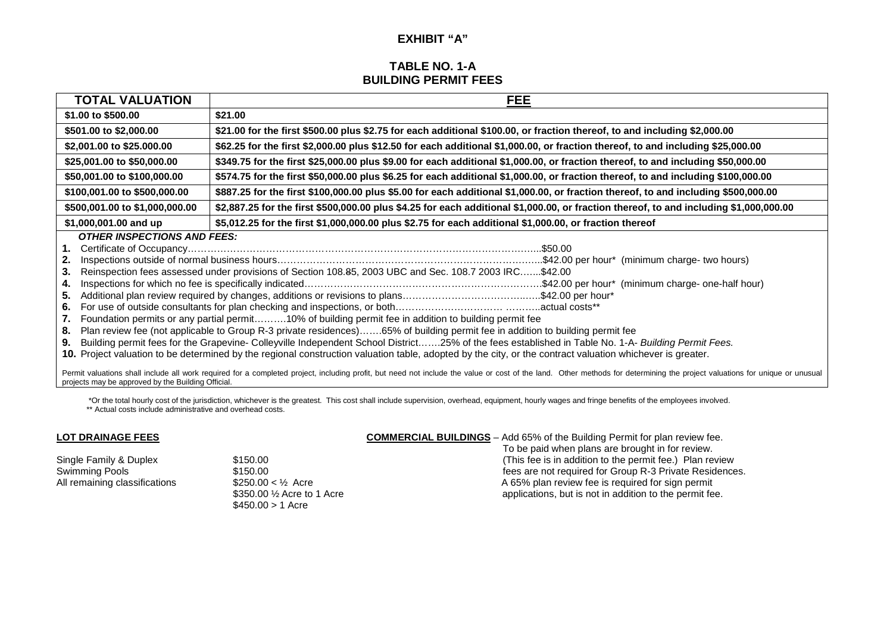# EXHIBIT "A"

## TABLE NO. 1-A
## BUILDING PERMIT FEES

| TOTAL VALUATION | FEE |
|---|---|
| **$1.00 to $500.00** | **$21.00** |
| **$501.00 to $2,000.00** | **$21.00 for the first $500.00 plus $2.75 for each additional $100.00, or fraction thereof, to and including $2,000.00** |
| **$2,001.00 to $25.000.00** | **$62.25 for the first $2,000.00 plus $12.50 for each additional $1,000.00, or fraction thereof, to and including $25,000.00** |
| **$25,001.00 to $50,000.00** | **$349.75 for the first $25,000.00 plus $9.00 for each additional $1,000.00, or fraction thereof, to and including $50,000.00** |
| **$50,001.00 to $100,000.00** | **$574.75 for the first $50,000.00 plus $6.25 for each additional $1,000.00, or fraction thereof, to and including $100,000.00** |
| **$100,001.00 to $500,000.00** | **$887.25 for the first $100,000.00 plus $5.00 for each additional $1,000.00, or fraction thereof, to and including $500,000.00** |
| **$500,001.00 to $1,000,000.00** | **$2,887.25 for the first $500,000.00 plus $4.25 for each additional $1,000.00, or fraction thereof, to and including $1,000,000.00** |
| **$1,000,001.00 and up** | **$5,012.25 for the first $1,000,000.00 plus $2.75 for each additional $1,000.00, or fraction thereof** |

***OTHER INSPECTIONS AND FEES:***

1. Certificate of Occupancy……………………………………………………………………………………………..$50.00
2. Inspections outside of normal business hours…………………………………………………………………………..$42.00 per hour* (minimum charge- two hours)
3. Reinspection fees assessed under provisions of Section 108.85, 2003 UBC and Sec. 108.7 2003 IRC…....$42.00
4. Inspections for which no fee is specifically indicated……………………………………………………………….$42.00 per hour* (minimum charge- one-half hour)
5. Additional plan review required by changes, additions or revisions to plans……………………………..…..$42.00 per hour*
6. For use of outside consultants for plan checking and inspections, or both…………………………… ………..actual costs**
7. Foundation permits or any partial permit……….10% of building permit fee in addition to building permit fee
8. Plan review fee (not applicable to Group R-3 private residences)…….65% of building permit fee in addition to building permit fee
9. Building permit fees for the Grapevine- Colleyville Independent School District…….25% of the fees established in Table No. 1-A- *Building Permit Fees.*
10. Project valuation to be determined by the regional construction valuation table, adopted by the city, or the contract valuation whichever is greater.

Permit valuations shall include all work required for a completed project, including profit, but need not include the value or cost of the land. Other methods for determining the project valuations for unique or unusual projects may be approved by the Building Official.

*Or the total hourly cost of the jurisdiction, whichever is the greatest. This cost shall include supervision, overhead, equipment, hourly wages and fringe benefits of the employees involved.
** Actual costs include administrative and overhead costs.

**LOT DRAINAGE FEES**

| | |
|---|---|
| Single Family & Duplex | $150.00 |
| Swimming Pools | $150.00 |
| All remaining classifications | $250.00 < ½ Acre |
| | $350.00 ½ Acre to 1 Acre |
| | $450.00 > 1 Acre |

**COMMERCIAL BUILDINGS** – Add 65% of the Building Permit for plan review fee. To be paid when plans are brought in for review. (This fee is in addition to the permit fee.) Plan review fees are not required for Group R-3 Private Residences. A 65% plan review fee is required for sign permit applications, but is not in addition to the permit fee.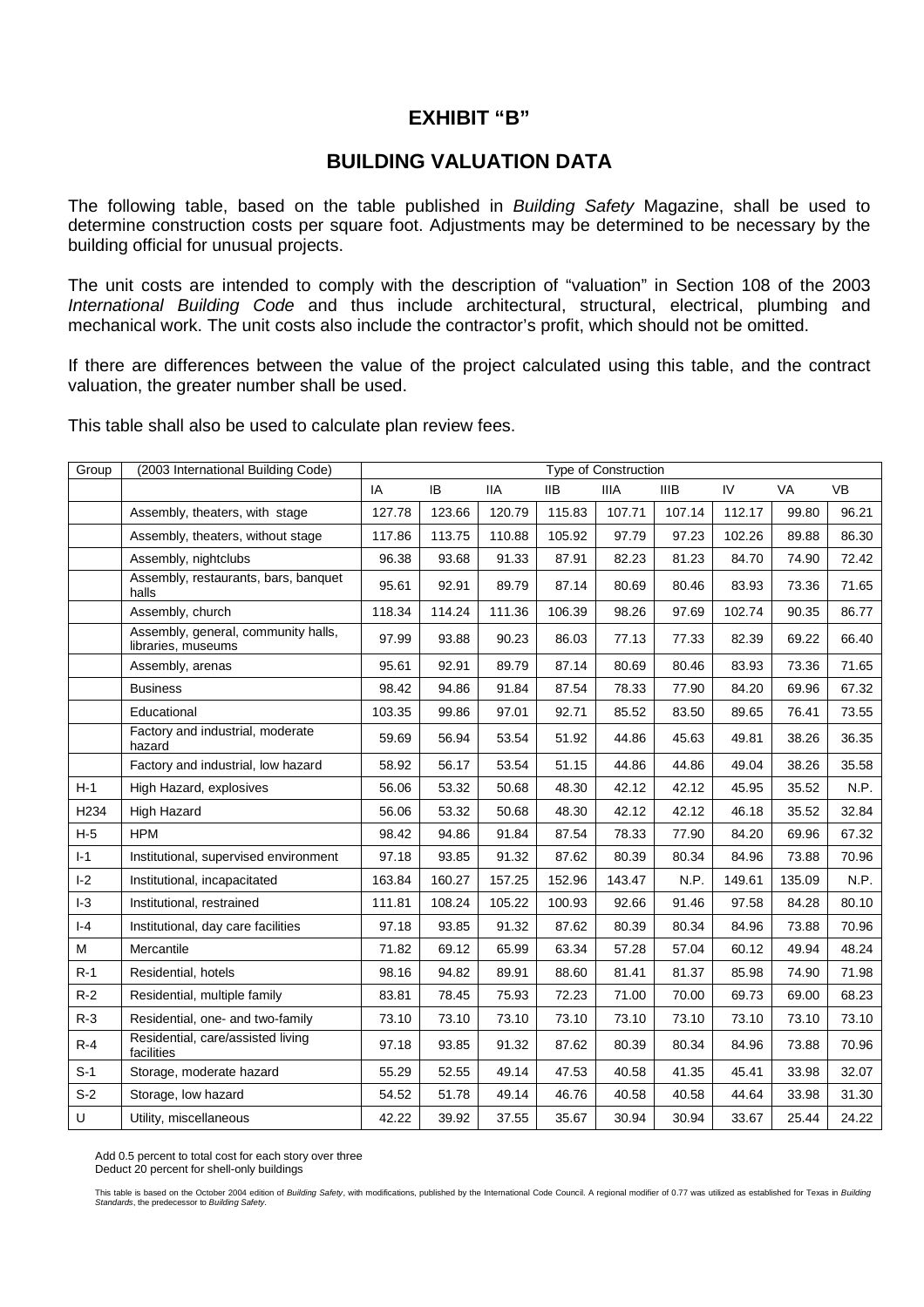## EXHIBIT "B"

## BUILDING VALUATION DATA

The following table, based on the table published in *Building Safety* Magazine, shall be used to determine construction costs per square foot. Adjustments may be determined to be necessary by the building official for unusual projects.

The unit costs are intended to comply with the description of "valuation" in Section 108 of the 2003 *International Building Code* and thus include architectural, structural, electrical, plumbing and mechanical work. The unit costs also include the contractor's profit, which should not be omitted.

If there are differences between the value of the project calculated using this table, and the contract valuation, the greater number shall be used.

This table shall also be used to calculate plan review fees.

| Group | (2003 International Building Code) | Type of Construction | | | | | | | | |
|---|---|---|---|---|---|---|---|---|---|---|
| | | IA | IB | IIA | IIB | IIIA | IIIB | IV | VA | VB |
| | Assembly, theaters, with stage | 127.78 | 123.66 | 120.79 | 115.83 | 107.71 | 107.14 | 112.17 | 99.80 | 96.21 |
| | Assembly, theaters, without stage | 117.86 | 113.75 | 110.88 | 105.92 | 97.79 | 97.23 | 102.26 | 89.88 | 86.30 |
| | Assembly, nightclubs | 96.38 | 93.68 | 91.33 | 87.91 | 82.23 | 81.23 | 84.70 | 74.90 | 72.42 |
| | Assembly, restaurants, bars, banquet halls | 95.61 | 92.91 | 89.79 | 87.14 | 80.69 | 80.46 | 83.93 | 73.36 | 71.65 |
| | Assembly, church | 118.34 | 114.24 | 111.36 | 106.39 | 98.26 | 97.69 | 102.74 | 90.35 | 86.77 |
| | Assembly, general, community halls, libraries, museums | 97.99 | 93.88 | 90.23 | 86.03 | 77.13 | 77.33 | 82.39 | 69.22 | 66.40 |
| | Assembly, arenas | 95.61 | 92.91 | 89.79 | 87.14 | 80.69 | 80.46 | 83.93 | 73.36 | 71.65 |
| | Business | 98.42 | 94.86 | 91.84 | 87.54 | 78.33 | 77.90 | 84.20 | 69.96 | 67.32 |
| | Educational | 103.35 | 99.86 | 97.01 | 92.71 | 85.52 | 83.50 | 89.65 | 76.41 | 73.55 |
| | Factory and industrial, moderate hazard | 59.69 | 56.94 | 53.54 | 51.92 | 44.86 | 45.63 | 49.81 | 38.26 | 36.35 |
| | Factory and industrial, low hazard | 58.92 | 56.17 | 53.54 | 51.15 | 44.86 | 44.86 | 49.04 | 38.26 | 35.58 |
| H-1 | High Hazard, explosives | 56.06 | 53.32 | 50.68 | 48.30 | 42.12 | 42.12 | 45.95 | 35.52 | N.P. |
| H234 | High Hazard | 56.06 | 53.32 | 50.68 | 48.30 | 42.12 | 42.12 | 46.18 | 35.52 | 32.84 |
| H-5 | HPM | 98.42 | 94.86 | 91.84 | 87.54 | 78.33 | 77.90 | 84.20 | 69.96 | 67.32 |
| I-1 | Institutional, supervised environment | 97.18 | 93.85 | 91.32 | 87.62 | 80.39 | 80.34 | 84.96 | 73.88 | 70.96 |
| I-2 | Institutional, incapacitated | 163.84 | 160.27 | 157.25 | 152.96 | 143.47 | N.P. | 149.61 | 135.09 | N.P. |
| I-3 | Institutional, restrained | 111.81 | 108.24 | 105.22 | 100.93 | 92.66 | 91.46 | 97.58 | 84.28 | 80.10 |
| I-4 | Institutional, day care facilities | 97.18 | 93.85 | 91.32 | 87.62 | 80.39 | 80.34 | 84.96 | 73.88 | 70.96 |
| M | Mercantile | 71.82 | 69.12 | 65.99 | 63.34 | 57.28 | 57.04 | 60.12 | 49.94 | 48.24 |
| R-1 | Residential, hotels | 98.16 | 94.82 | 89.91 | 88.60 | 81.41 | 81.37 | 85.98 | 74.90 | 71.98 |
| R-2 | Residential, multiple family | 83.81 | 78.45 | 75.93 | 72.23 | 71.00 | 70.00 | 69.73 | 69.00 | 68.23 |
| R-3 | Residential, one- and two-family | 73.10 | 73.10 | 73.10 | 73.10 | 73.10 | 73.10 | 73.10 | 73.10 | 73.10 |
| R-4 | Residential, care/assisted living facilities | 97.18 | 93.85 | 91.32 | 87.62 | 80.39 | 80.34 | 84.96 | 73.88 | 70.96 |
| S-1 | Storage, moderate hazard | 55.29 | 52.55 | 49.14 | 47.53 | 40.58 | 41.35 | 45.41 | 33.98 | 32.07 |
| S-2 | Storage, low hazard | 54.52 | 51.78 | 49.14 | 46.76 | 40.58 | 40.58 | 44.64 | 33.98 | 31.30 |
| U | Utility, miscellaneous | 42.22 | 39.92 | 37.55 | 35.67 | 30.94 | 30.94 | 33.67 | 25.44 | 24.22 |

Add 0.5 percent to total cost for each story over three
Deduct 20 percent for shell-only buildings

This table is based on the October 2004 edition of *Building Safety*, with modifications, published by the International Code Council. A regional modifier of 0.77 was utilized as established for Texas in *Building Standards*, the predecessor to *Building Safety*.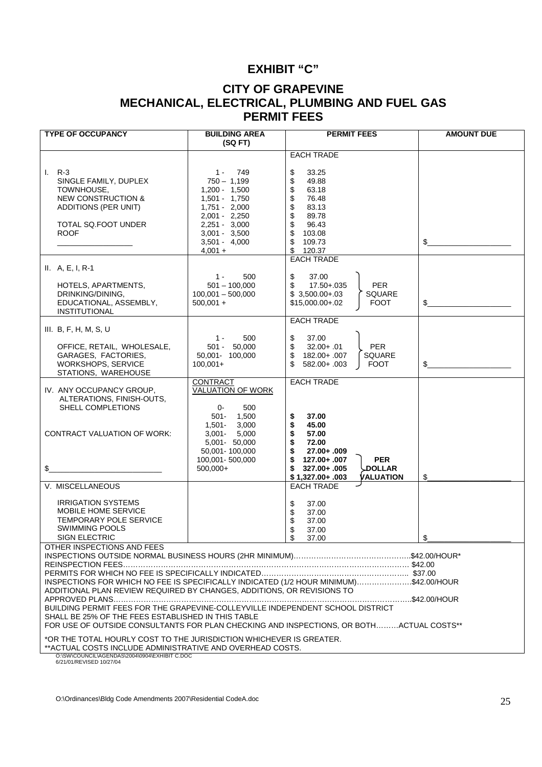# EXHIBIT "C"

## CITY OF GRAPEVINE
## MECHANICAL, ELECTRICAL, PLUMBING AND FUEL GAS
## PERMIT FEES

| TYPE OF OCCUPANCY | BUILDING AREA (SQ FT) | PERMIT FEES | AMOUNT DUE |
|---|---|---|---|
| | | EACH TRADE | |
| I. R-3<br>SINGLE FAMILY, DUPLEX<br>TOWNHOUSE,<br>NEW CONSTRUCTION &<br>ADDITIONS (PER UNIT)<br><br>TOTAL SQ.FOOT UNDER ROOF<br>_______________ | 1 - 749<br>750 – 1,199<br>1,200 - 1,500<br>1,501 - 1,750<br>1,751 - 2,000<br>2,001 - 2,250<br>2,251 - 3,000<br>3,001 - 3,500<br>3,501 - 4,000<br>4,001 + | \$ 33.25<br>\$ 49.88<br>\$ 63.18<br>\$ 76.48<br>\$ 83.13<br>\$ 89.78<br>\$ 96.43<br>\$ 103.08<br>\$ 109.73<br>\$ 120.37 | \$______________ |
| II. A, E, I, R-1<br><br>HOTELS, APARTMENTS,<br>DRINKING/DINING,<br>EDUCATIONAL, ASSEMBLY,<br>INSTITUTIONAL | 1 - 500<br>501 – 100,000<br>100,001 – 500,000<br>500,001 + | EACH TRADE<br>\$ 37.00<br>\$ 17.50+.035<br>\$ 3,500.00+.03<br>\$15,000.00+.02<br>PER SQUARE FOOT | \$______________ |
| III. B, F, H, M, S, U<br><br>OFFICE, RETAIL, WHOLESALE,<br>GARAGES, FACTORIES,<br>WORKSHOPS, SERVICE<br>STATIONS, WAREHOUSE | 1 - 500<br>501 - 50,000<br>50,001- 100,000<br>100,001+ | EACH TRADE<br>\$ 37.00<br>\$ 32.00+ .01<br>\$ 182.00+ .007<br>\$ 582.00+ .003<br>PER SQUARE FOOT | \$______________ |
| IV. ANY OCCUPANCY GROUP,<br>ALTERATIONS, FINISH-OUTS,<br>SHELL COMPLETIONS<br><br>CONTRACT VALUATION OF WORK:<br><br>\$______________ | CONTRACT VALUATION OF WORK<br><br>0- 500<br>501- 1,500<br>1,501- 3,000<br>3,001- 5,000<br>5,001- 50,000<br>50,001- 100,000<br>100,001- 500,000<br>500,000+ | EACH TRADE<br><br>**\$ 37.00**<br>**\$ 45.00**<br>**\$ 57.00**<br>**\$ 72.00**<br>**\$ 27.00+ .009**<br>**\$ 127.00+ .007**<br>**\$ 327.00+ .005**<br>**\$ 1,327.00+ .003**<br>**PER DOLLAR VALUATION** | \$______________ |
| V. MISCELLANEOUS<br><br>IRRIGATION SYSTEMS<br>MOBILE HOME SERVICE<br>TEMPORARY POLE SERVICE<br>SWIMMING POOLS<br>SIGN ELECTRIC | | EACH TRADE<br><br>\$ 37.00<br>\$ 37.00<br>\$ 37.00<br>\$ 37.00<br>\$ 37.00 | \$______________ |

OTHER INSPECTIONS AND FEES

INSPECTIONS OUTSIDE NORMAL BUSINESS HOURS (2HR MINIMUM)……………………………………….\$42.00/HOUR*

REINSPECTION FEES………………………………………………………………………………………… \$42.00

PERMITS FOR WHICH NO FEE IS SPECIFICALLY INDICATED………………………………………………….. \$37.00

INSPECTIONS FOR WHICH NO FEE IS SPECIFICALLY INDICATED (1/2 HOUR MINIMUM)………………….\$42.00/HOUR

ADDITIONAL PLAN REVIEW REQUIRED BY CHANGES, ADDITIONS, OR REVISIONS TO APPROVED PLANS………………………………………………………………………………………….\$42.00/HOUR

BUILDING PERMIT FEES FOR THE GRAPEVINE-COLLEYVILLE INDEPENDENT SCHOOL DISTRICT SHALL BE 25% OF THE FEES ESTABLISHED IN THIS TABLE

FOR USE OF OUTSIDE CONSULTANTS FOR PLAN CHECKING AND INSPECTIONS, OR BOTH………ACTUAL COSTS**

*OR THE TOTAL HOURLY COST TO THE JURISDICTION WHICHEVER IS GREATER.
**ACTUAL COSTS INCLUDE ADMINISTRATIVE AND OVERHEAD COSTS.

O:\SW\COUNCIL\AGENDAS\2004\0904\EXHIBIT C.DOC
6/21/01/REVISED 10/27/04

O:\Ordinances\Bldg Code Amendments 2007\Residential CodeA.doc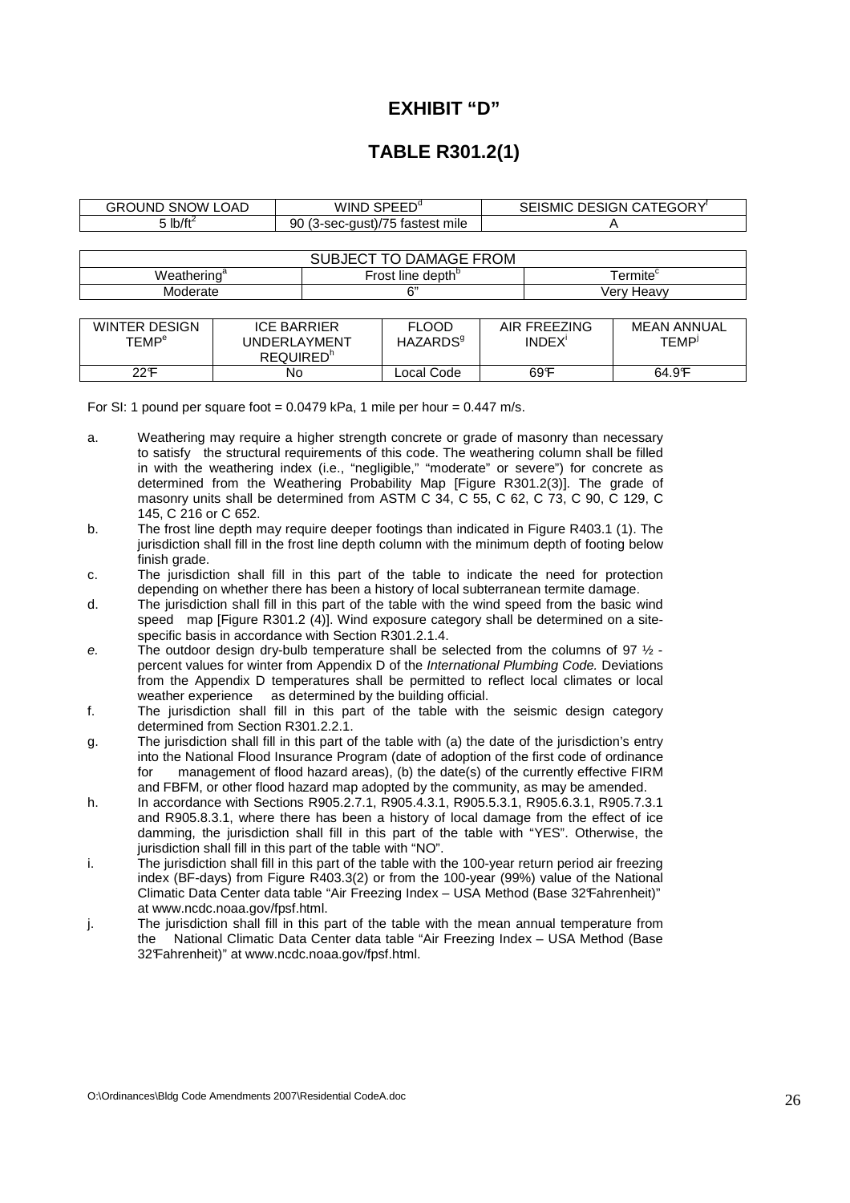# EXHIBIT "D"

# TABLE R301.2(1)

| GROUND SNOW LOAD | WIND SPEED[d] | SEISMIC DESIGN CATEGORY[f] |
|---|---|---|
| 5 lb/ft$^2$ | 90 (3-sec-gust)/75 fastest mile | A |

| SUBJECT TO DAMAGE FROM | | |
|---|---|---|
| Weathering[a] | Frost line depth[b] | Termite[c] |
| Moderate | 6" | Very Heavy |

| WINTER DESIGN TEMP[e] | ICE BARRIER UNDERLAYMENT REQUIRED[h] | FLOOD HAZARDS[g] | AIR FREEZING INDEX[i] | MEAN ANNUAL TEMP[j] |
|---|---|---|---|---|
| 22°F | No | Local Code | 69°F | 64.9°F |

For SI: 1 pound per square foot = 0.0479 kPa, 1 mile per hour = 0.447 m/s.

a. Weathering may require a higher strength concrete or grade of masonry than necessary to satisfy the structural requirements of this code. The weathering column shall be filled in with the weathering index (i.e., "negligible," "moderate" or severe") for concrete as determined from the Weathering Probability Map [Figure R301.2(3)]. The grade of masonry units shall be determined from ASTM C 34, C 55, C 62, C 73, C 90, C 129, C 145, C 216 or C 652.

b. The frost line depth may require deeper footings than indicated in Figure R403.1 (1). The jurisdiction shall fill in the frost line depth column with the minimum depth of footing below finish grade.

c. The jurisdiction shall fill in this part of the table to indicate the need for protection depending on whether there has been a history of local subterranean termite damage.

d. The jurisdiction shall fill in this part of the table with the wind speed from the basic wind speed map [Figure R301.2 (4)]. Wind exposure category shall be determined on a site-specific basis in accordance with Section R301.2.1.4.

e. The outdoor design dry-bulb temperature shall be selected from the columns of 97 ½ -percent values for winter from Appendix D of the *International Plumbing Code.* Deviations from the Appendix D temperatures shall be permitted to reflect local climates or local weather experience as determined by the building official.

f. The jurisdiction shall fill in this part of the table with the seismic design category determined from Section R301.2.2.1.

g. The jurisdiction shall fill in this part of the table with (a) the date of the jurisdiction's entry into the National Flood Insurance Program (date of adoption of the first code of ordinance for management of flood hazard areas), (b) the date(s) of the currently effective FIRM and FBFM, or other flood hazard map adopted by the community, as may be amended.

h. In accordance with Sections R905.2.7.1, R905.4.3.1, R905.5.3.1, R905.6.3.1, R905.7.3.1 and R905.8.3.1, where there has been a history of local damage from the effect of ice damming, the jurisdiction shall fill in this part of the table with "YES". Otherwise, the jurisdiction shall fill in this part of the table with "NO".

i. The jurisdiction shall fill in this part of the table with the 100-year return period air freezing index (BF-days) from Figure R403.3(2) or from the 100-year (99%) value of the National Climatic Data Center data table "Air Freezing Index – USA Method (Base 32°Fahrenheit)" at www.ncdc.noaa.gov/fpsf.html.

j. The jurisdiction shall fill in this part of the table with the mean annual temperature from the National Climatic Data Center data table "Air Freezing Index – USA Method (Base 32°Fahrenheit)" at www.ncdc.noaa.gov/fpsf.html.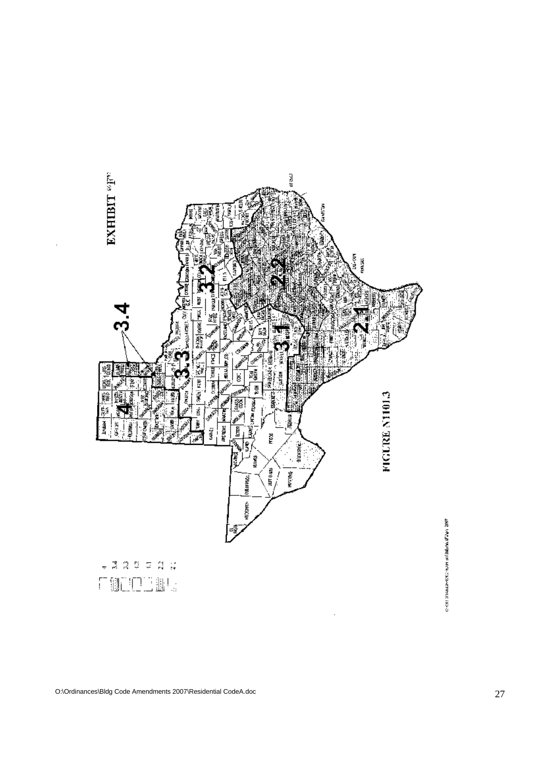EXHIBIT "F"

FIGURE N1101.3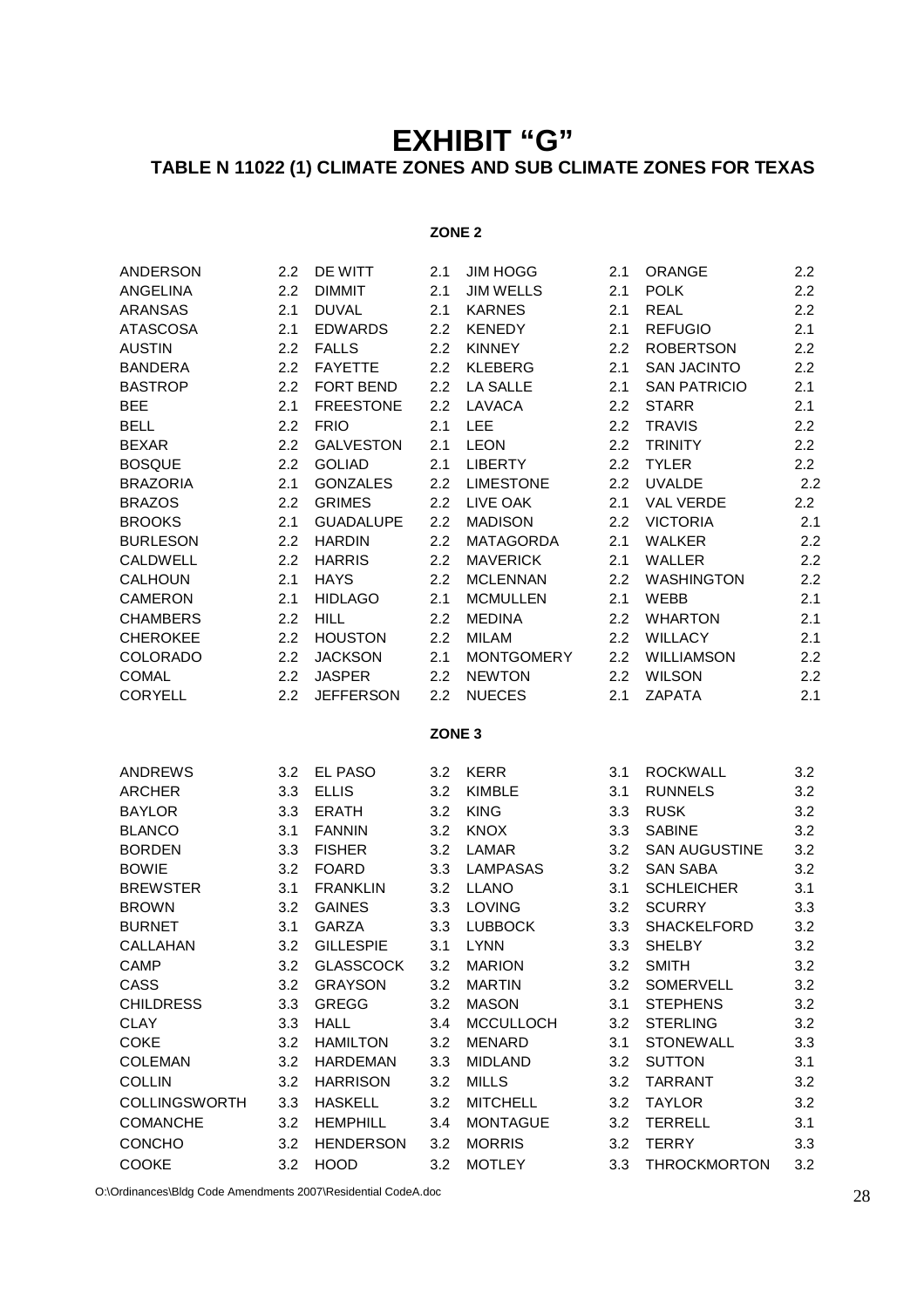# EXHIBIT "G"

## TABLE N 11022 (1) CLIMATE ZONES AND SUB CLIMATE ZONES FOR TEXAS

### ZONE 2

| | | | | | | | | | |
|---|---|---|---|---|---|---|---|---|---|
| ANDERSON | 2.2 | DE WITT | 2.1 | JIM HOGG | 2.1 | ORANGE | 2.2 | | |
| ANGELINA | 2.2 | DIMMIT | 2.1 | JIM WELLS | 2.1 | POLK | 2.2 | | |
| ARANSAS | 2.1 | DUVAL | 2.1 | KARNES | 2.1 | REAL | 2.2 | | |
| ATASCOSA | 2.1 | EDWARDS | 2.2 | KENEDY | 2.1 | REFUGIO | 2.1 | | |
| AUSTIN | 2.2 | FALLS | 2.2 | KINNEY | 2.2 | ROBERTSON | 2.2 | | |
| BANDERA | 2.2 | FAYETTE | 2.2 | KLEBERG | 2.1 | SAN JACINTO | 2.2 | | |
| BASTROP | 2.2 | FORT BEND | 2.2 | LA SALLE | 2.1 | SAN PATRICIO | 2.1 | | |
| BEE | 2.1 | FREESTONE | 2.2 | LAVACA | 2.2 | STARR | 2.1 | | |
| BELL | 2.2 | FRIO | 2.1 | LEE | 2.2 | TRAVIS | 2.2 | | |
| BEXAR | 2.2 | GALVESTON | 2.1 | LEON | 2.2 | TRINITY | 2.2 | | |
| BOSQUE | 2.2 | GOLIAD | 2.1 | LIBERTY | 2.2 | TYLER | 2.2 | | |
| BRAZORIA | 2.1 | GONZALES | 2.2 | LIMESTONE | 2.2 | UVALDE | 2.2 | | |
| BRAZOS | 2.2 | GRIMES | 2.2 | LIVE OAK | 2.1 | VAL VERDE | 2.2 | | |
| BROOKS | 2.1 | GUADALUPE | 2.2 | MADISON | 2.2 | VICTORIA | 2.1 | | |
| BURLESON | 2.2 | HARDIN | 2.2 | MATAGORDA | 2.1 | WALKER | 2.2 | | |
| CALDWELL | 2.2 | HARRIS | 2.2 | MAVERICK | 2.1 | WALLER | 2.2 | | |
| CALHOUN | 2.1 | HAYS | 2.2 | MCLENNAN | 2.2 | WASHINGTON | 2.2 | | |
| CAMERON | 2.1 | HIDLAGO | 2.1 | MCMULLEN | 2.1 | WEBB | 2.1 | | |
| CHAMBERS | 2.2 | HILL | 2.2 | MEDINA | 2.2 | WHARTON | 2.1 | | |
| CHEROKEE | 2.2 | HOUSTON | 2.2 | MILAM | 2.2 | WILLACY | 2.1 | | |
| COLORADO | 2.2 | JACKSON | 2.1 | MONTGOMERY | 2.2 | WILLIAMSON | 2.2 | | |
| COMAL | 2.2 | JASPER | 2.2 | NEWTON | 2.2 | WILSON | 2.2 | | |
| CORYELL | 2.2 | JEFFERSON | 2.2 | NUECES | 2.1 | ZAPATA | 2.1 | | |

### ZONE 3

| | | | | | | | |
|---|---|---|---|---|---|---|---|
| ANDREWS | 3.2 | EL PASO | 3.2 | KERR | 3.1 | ROCKWALL | 3.2 |
| ARCHER | 3.3 | ELLIS | 3.2 | KIMBLE | 3.1 | RUNNELS | 3.2 |
| BAYLOR | 3.3 | ERATH | 3.2 | KING | 3.3 | RUSK | 3.2 |
| BLANCO | 3.1 | FANNIN | 3.2 | KNOX | 3.3 | SABINE | 3.2 |
| BORDEN | 3.3 | FISHER | 3.2 | LAMAR | 3.2 | SAN AUGUSTINE | 3.2 |
| BOWIE | 3.2 | FOARD | 3.3 | LAMPASAS | 3.2 | SAN SABA | 3.2 |
| BREWSTER | 3.1 | FRANKLIN | 3.2 | LLANO | 3.1 | SCHLEICHER | 3.1 |
| BROWN | 3.2 | GAINES | 3.3 | LOVING | 3.2 | SCURRY | 3.3 |
| BURNET | 3.1 | GARZA | 3.3 | LUBBOCK | 3.3 | SHACKELFORD | 3.2 |
| CALLAHAN | 3.2 | GILLESPIE | 3.1 | LYNN | 3.3 | SHELBY | 3.2 |
| CAMP | 3.2 | GLASSCOCK | 3.2 | MARION | 3.2 | SMITH | 3.2 |
| CASS | 3.2 | GRAYSON | 3.2 | MARTIN | 3.2 | SOMERVELL | 3.2 |
| CHILDRESS | 3.3 | GREGG | 3.2 | MASON | 3.1 | STEPHENS | 3.2 |
| CLAY | 3.3 | HALL | 3.4 | MCCULLOCH | 3.2 | STERLING | 3.2 |
| COKE | 3.2 | HAMILTON | 3.2 | MENARD | 3.1 | STONEWALL | 3.3 |
| COLEMAN | 3.2 | HARDEMAN | 3.3 | MIDLAND | 3.2 | SUTTON | 3.1 |
| COLLIN | 3.2 | HARRISON | 3.2 | MILLS | 3.2 | TARRANT | 3.2 |
| COLLINGSWORTH | 3.3 | HASKELL | 3.2 | MITCHELL | 3.2 | TAYLOR | 3.2 |
| COMANCHE | 3.2 | HEMPHILL | 3.4 | MONTAGUE | 3.2 | TERRELL | 3.1 |
| CONCHO | 3.2 | HENDERSON | 3.2 | MORRIS | 3.2 | TERRY | 3.3 |
| COOKE | 3.2 | HOOD | 3.2 | MOTLEY | 3.3 | THROCKMORTON | 3.2 |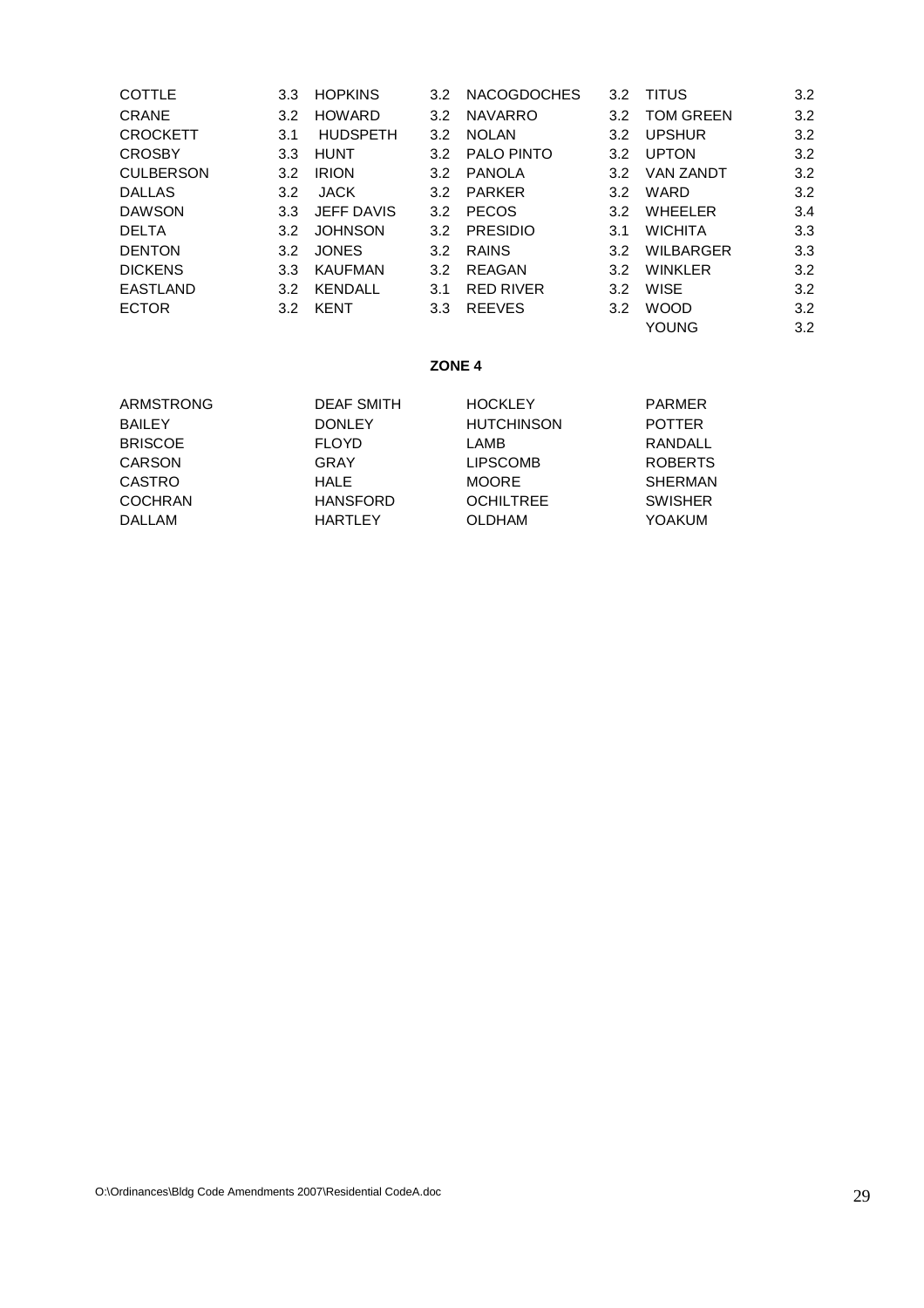| | | | | | | | |
|---|---|---|---|---|---|---|---|
| COTTLE | 3.3 | HOPKINS | 3.2 | NACOGDOCHES | 3.2 | TITUS | 3.2 |
| CRANE | 3.2 | HOWARD | 3.2 | NAVARRO | 3.2 | TOM GREEN | 3.2 |
| CROCKETT | 3.1 | HUDSPETH | 3.2 | NOLAN | 3.2 | UPSHUR | 3.2 |
| CROSBY | 3.3 | HUNT | 3.2 | PALO PINTO | 3.2 | UPTON | 3.2 |
| CULBERSON | 3.2 | IRION | 3.2 | PANOLA | 3.2 | VAN ZANDT | 3.2 |
| DALLAS | 3.2 | JACK | 3.2 | PARKER | 3.2 | WARD | 3.2 |
| DAWSON | 3.3 | JEFF DAVIS | 3.2 | PECOS | 3.2 | WHEELER | 3.4 |
| DELTA | 3.2 | JOHNSON | 3.2 | PRESIDIO | 3.1 | WICHITA | 3.3 |
| DENTON | 3.2 | JONES | 3.2 | RAINS | 3.2 | WILBARGER | 3.3 |
| DICKENS | 3.3 | KAUFMAN | 3.2 | REAGAN | 3.2 | WINKLER | 3.2 |
| EASTLAND | 3.2 | KENDALL | 3.1 | RED RIVER | 3.2 | WISE | 3.2 |
| ECTOR | 3.2 | KENT | 3.3 | REEVES | 3.2 | WOOD | 3.2 |
| | | | | | | YOUNG | 3.2 |

**ZONE 4**

| | | | |
|---|---|---|---|
| ARMSTRONG | DEAF SMITH | HOCKLEY | PARMER |
| BAILEY | DONLEY | HUTCHINSON | POTTER |
| BRISCOE | FLOYD | LAMB | RANDALL |
| CARSON | GRAY | LIPSCOMB | ROBERTS |
| CASTRO | HALE | MOORE | SHERMAN |
| COCHRAN | HANSFORD | OCHILTREE | SWISHER |
| DALLAM | HARTLEY | OLDHAM | YOAKUM |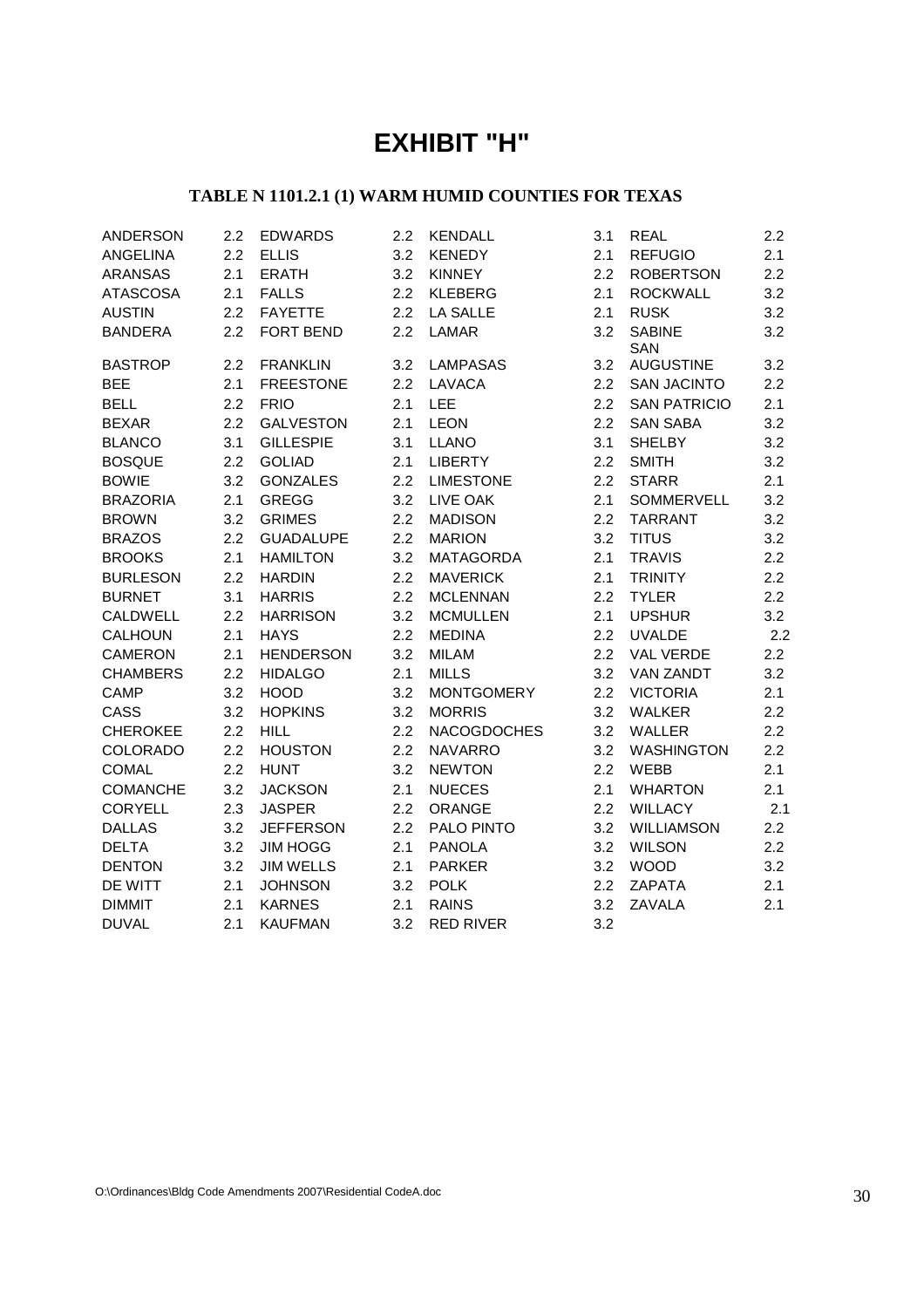# EXHIBIT "H"

## TABLE N 1101.2.1 (1) WARM HUMID COUNTIES FOR TEXAS

| | | | | | | | |
|---|---|---|---|---|---|---|---|
| ANDERSON | 2.2 | EDWARDS | 2.2 | KENDALL | 3.1 | REAL | 2.2 |
| ANGELINA | 2.2 | ELLIS | 3.2 | KENEDY | 2.1 | REFUGIO | 2.1 |
| ARANSAS | 2.1 | ERATH | 3.2 | KINNEY | 2.2 | ROBERTSON | 2.2 |
| ATASCOSA | 2.1 | FALLS | 2.2 | KLEBERG | 2.1 | ROCKWALL | 3.2 |
| AUSTIN | 2.2 | FAYETTE | 2.2 | LA SALLE | 2.1 | RUSK | 3.2 |
| BANDERA | 2.2 | FORT BEND | 2.2 | LAMAR | 3.2 | SABINE | 3.2 |
| BASTROP | 2.2 | FRANKLIN | 3.2 | LAMPASAS | 3.2 | SAN AUGUSTINE | 3.2 |
| BEE | 2.1 | FREESTONE | 2.2 | LAVACA | 2.2 | SAN JACINTO | 2.2 |
| BELL | 2.2 | FRIO | 2.1 | LEE | 2.2 | SAN PATRICIO | 2.1 |
| BEXAR | 2.2 | GALVESTON | 2.1 | LEON | 2.2 | SAN SABA | 3.2 |
| BLANCO | 3.1 | GILLESPIE | 3.1 | LLANO | 3.1 | SHELBY | 3.2 |
| BOSQUE | 2.2 | GOLIAD | 2.1 | LIBERTY | 2.2 | SMITH | 3.2 |
| BOWIE | 3.2 | GONZALES | 2.2 | LIMESTONE | 2.2 | STARR | 2.1 |
| BRAZORIA | 2.1 | GREGG | 3.2 | LIVE OAK | 2.1 | SOMMERVELL | 3.2 |
| BROWN | 3.2 | GRIMES | 2.2 | MADISON | 2.2 | TARRANT | 3.2 |
| BRAZOS | 2.2 | GUADALUPE | 2.2 | MARION | 3.2 | TITUS | 3.2 |
| BROOKS | 2.1 | HAMILTON | 3.2 | MATAGORDA | 2.1 | TRAVIS | 2.2 |
| BURLESON | 2.2 | HARDIN | 2.2 | MAVERICK | 2.1 | TRINITY | 2.2 |
| BURNET | 3.1 | HARRIS | 2.2 | MCLENNAN | 2.2 | TYLER | 2.2 |
| CALDWELL | 2.2 | HARRISON | 3.2 | MCMULLEN | 2.1 | UPSHUR | 3.2 |
| CALHOUN | 2.1 | HAYS | 2.2 | MEDINA | 2.2 | UVALDE | 2.2 |
| CAMERON | 2.1 | HENDERSON | 3.2 | MILAM | 2.2 | VAL VERDE | 2.2 |
| CHAMBERS | 2.2 | HIDALGO | 2.1 | MILLS | 3.2 | VAN ZANDT | 3.2 |
| CAMP | 3.2 | HOOD | 3.2 | MONTGOMERY | 2.2 | VICTORIA | 2.1 |
| CASS | 3.2 | HOPKINS | 3.2 | MORRIS | 3.2 | WALKER | 2.2 |
| CHEROKEE | 2.2 | HILL | 2.2 | NACOGDOCHES | 3.2 | WALLER | 2.2 |
| COLORADO | 2.2 | HOUSTON | 2.2 | NAVARRO | 3.2 | WASHINGTON | 2.2 |
| COMAL | 2.2 | HUNT | 3.2 | NEWTON | 2.2 | WEBB | 2.1 |
| COMANCHE | 3.2 | JACKSON | 2.1 | NUECES | 2.1 | WHARTON | 2.1 |
| CORYELL | 2.3 | JASPER | 2.2 | ORANGE | 2.2 | WILLACY | 2.1 |
| DALLAS | 3.2 | JEFFERSON | 2.2 | PALO PINTO | 3.2 | WILLIAMSON | 2.2 |
| DELTA | 3.2 | JIM HOGG | 2.1 | PANOLA | 3.2 | WILSON | 2.2 |
| DENTON | 3.2 | JIM WELLS | 2.1 | PARKER | 3.2 | WOOD | 3.2 |
| DE WITT | 2.1 | JOHNSON | 3.2 | POLK | 2.2 | ZAPATA | 2.1 |
| DIMMIT | 2.1 | KARNES | 2.1 | RAINS | 3.2 | ZAVALA | 2.1 |
| DUVAL | 2.1 | KAUFMAN | 3.2 | RED RIVER | 3.2 | | |

O:\Ordinances\Bldg Code Amendments 2007\Residential CodeA.doc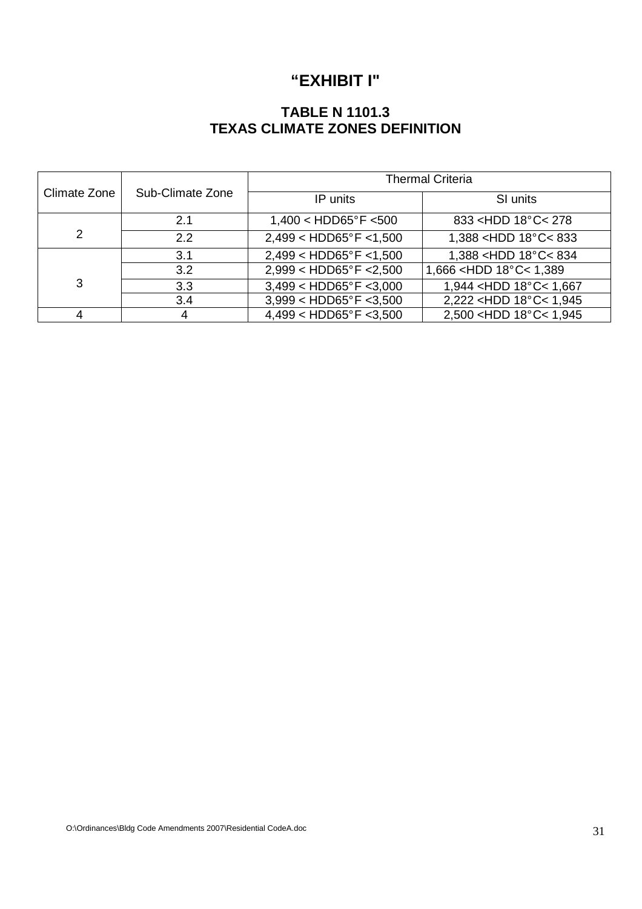# “EXHIBIT I"

## TABLE N 1101.3
## TEXAS CLIMATE ZONES DEFINITION

| Climate Zone | Sub-Climate Zone | Thermal Criteria | |
|---|---|---|---|
| | | IP units | SI units |
| 2 | 2.1 | 1,400 < HDD65°F <500 | 833 <HDD 18°C< 278 |
| | 2.2 | 2,499 < HDD65°F <1,500 | 1,388 <HDD 18°C< 833 |
| 3 | 3.1 | 2,499 < HDD65°F <1,500 | 1,388 <HDD 18°C< 834 |
| | 3.2 | 2,999 < HDD65°F <2,500 | 1,666 <HDD 18°C< 1,389 |
| | 3.3 | 3,499 < HDD65°F <3,000 | 1,944 <HDD 18°C< 1,667 |
| | 3.4 | 3,999 < HDD65°F <3,500 | 2,222 <HDD 18°C< 1,945 |
| 4 | 4 | 4,499 < HDD65°F <3,500 | 2,500 <HDD 18°C< 1,945 |

O:\Ordinances\Bldg Code Amendments 2007\Residential CodeA.doc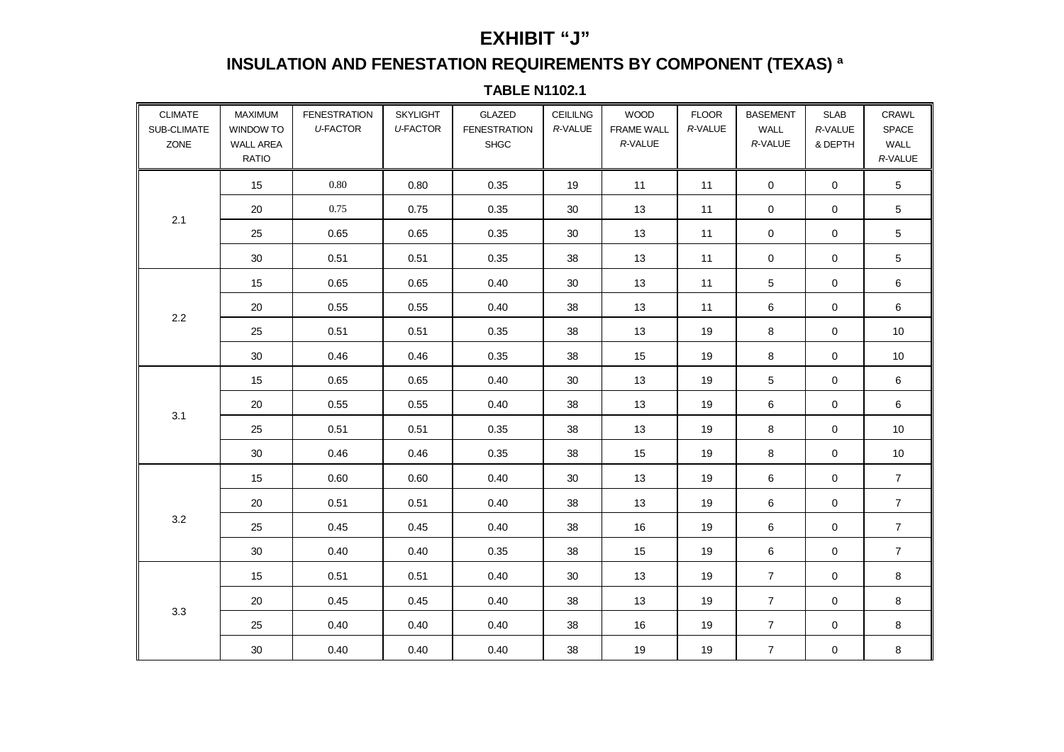# EXHIBIT "J"

## INSULATION AND FENESTATION REQUIREMENTS BY COMPONENT (TEXAS) [a]

### TABLE N1102.1

| CLIMATE SUB-CLIMATE ZONE | MAXIMUM WINDOW TO WALL AREA RATIO | FENESTRATION *U*-FACTOR | SKYLIGHT *U*-FACTOR | GLAZED FENESTRATION SHGC | CEILILNG *R*-VALUE | WOOD FRAME WALL *R*-VALUE | FLOOR *R*-VALUE | BASEMENT WALL *R*-VALUE | SLAB *R*-VALUE & DEPTH | CRAWL SPACE WALL *R*-VALUE |
|---|---|---|---|---|---|---|---|---|---|---|
| 2.1 | 15 | 0.80 | 0.80 | 0.35 | 19 | 11 | 11 | 0 | 0 | 5 |
| | 20 | 0.75 | 0.75 | 0.35 | 30 | 13 | 11 | 0 | 0 | 5 |
| | 25 | 0.65 | 0.65 | 0.35 | 30 | 13 | 11 | 0 | 0 | 5 |
| | 30 | 0.51 | 0.51 | 0.35 | 38 | 13 | 11 | 0 | 0 | 5 |
| 2.2 | 15 | 0.65 | 0.65 | 0.40 | 30 | 13 | 11 | 5 | 0 | 6 |
| | 20 | 0.55 | 0.55 | 0.40 | 38 | 13 | 11 | 6 | 0 | 6 |
| | 25 | 0.51 | 0.51 | 0.35 | 38 | 13 | 19 | 8 | 0 | 10 |
| | 30 | 0.46 | 0.46 | 0.35 | 38 | 15 | 19 | 8 | 0 | 10 |
| 3.1 | 15 | 0.65 | 0.65 | 0.40 | 30 | 13 | 19 | 5 | 0 | 6 |
| | 20 | 0.55 | 0.55 | 0.40 | 38 | 13 | 19 | 6 | 0 | 6 |
| | 25 | 0.51 | 0.51 | 0.35 | 38 | 13 | 19 | 8 | 0 | 10 |
| | 30 | 0.46 | 0.46 | 0.35 | 38 | 15 | 19 | 8 | 0 | 10 |
| 3.2 | 15 | 0.60 | 0.60 | 0.40 | 30 | 13 | 19 | 6 | 0 | 7 |
| | 20 | 0.51 | 0.51 | 0.40 | 38 | 13 | 19 | 6 | 0 | 7 |
| | 25 | 0.45 | 0.45 | 0.40 | 38 | 16 | 19 | 6 | 0 | 7 |
| | 30 | 0.40 | 0.40 | 0.35 | 38 | 15 | 19 | 6 | 0 | 7 |
| 3.3 | 15 | 0.51 | 0.51 | 0.40 | 30 | 13 | 19 | 7 | 0 | 8 |
| | 20 | 0.45 | 0.45 | 0.40 | 38 | 13 | 19 | 7 | 0 | 8 |
| | 25 | 0.40 | 0.40 | 0.40 | 38 | 16 | 19 | 7 | 0 | 8 |
| | 30 | 0.40 | 0.40 | 0.40 | 38 | 19 | 19 | 7 | 0 | 8 |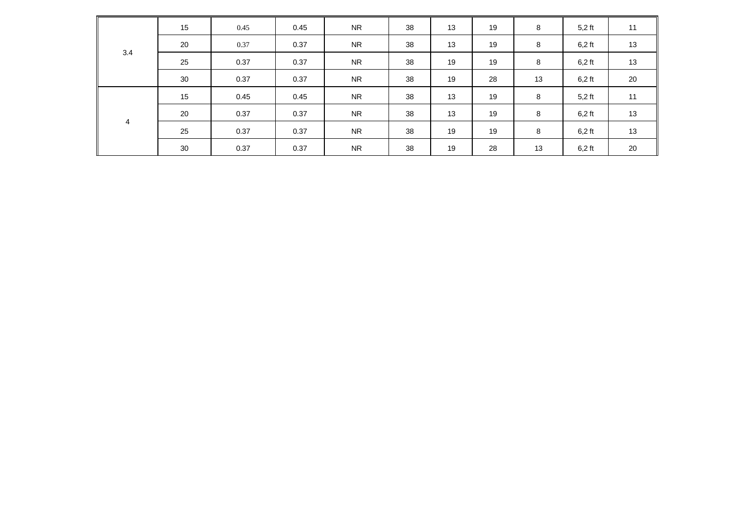| | | | | | | | | | | |
|---|---|---|---|---|---|---|---|---|---|---|
| 3.4 | 15 | 0.45 | 0.45 | NR | 38 | 13 | 19 | 8 | 5,2 ft | 11 |
| | 20 | 0.37 | 0.37 | NR | 38 | 13 | 19 | 8 | 6,2 ft | 13 |
| | 25 | 0.37 | 0.37 | NR | 38 | 19 | 19 | 8 | 6,2 ft | 13 |
| | 30 | 0.37 | 0.37 | NR | 38 | 19 | 28 | 13 | 6,2 ft | 20 |
| 4 | 15 | 0.45 | 0.45 | NR | 38 | 13 | 19 | 8 | 5,2 ft | 11 |
| | 20 | 0.37 | 0.37 | NR | 38 | 13 | 19 | 8 | 6,2 ft | 13 |
| | 25 | 0.37 | 0.37 | NR | 38 | 19 | 19 | 8 | 6,2 ft | 13 |
| | 30 | 0.37 | 0.37 | NR | 38 | 19 | 28 | 13 | 6,2 ft | 20 |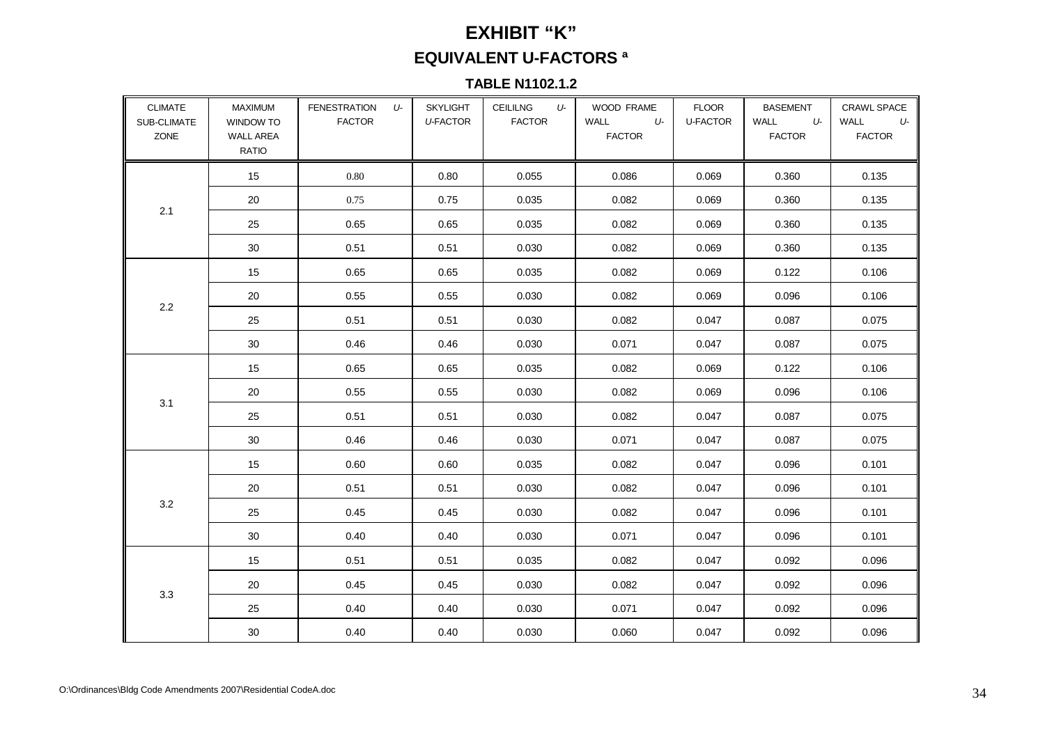# EXHIBIT "K"

## EQUIVALENT U-FACTORS [a]

### TABLE N1102.1.2

| CLIMATE SUB-CLIMATE ZONE | MAXIMUM WINDOW TO WALL AREA RATIO | FENESTRATION *U*-FACTOR | SKYLIGHT *U*-FACTOR | CEILILNG *U*-FACTOR | WOOD FRAME WALL *U*-FACTOR | FLOOR U-FACTOR | BASEMENT WALL *U*-FACTOR | CRAWL SPACE WALL *U*-FACTOR |
|---|---|---|---|---|---|---|---|---|
| 2.1 | 15 | 0.80 | 0.80 | 0.055 | 0.086 | 0.069 | 0.360 | 0.135 |
| | 20 | 0.75 | 0.75 | 0.035 | 0.082 | 0.069 | 0.360 | 0.135 |
| | 25 | 0.65 | 0.65 | 0.035 | 0.082 | 0.069 | 0.360 | 0.135 |
| | 30 | 0.51 | 0.51 | 0.030 | 0.082 | 0.069 | 0.360 | 0.135 |
| 2.2 | 15 | 0.65 | 0.65 | 0.035 | 0.082 | 0.069 | 0.122 | 0.106 |
| | 20 | 0.55 | 0.55 | 0.030 | 0.082 | 0.069 | 0.096 | 0.106 |
| | 25 | 0.51 | 0.51 | 0.030 | 0.082 | 0.047 | 0.087 | 0.075 |
| | 30 | 0.46 | 0.46 | 0.030 | 0.071 | 0.047 | 0.087 | 0.075 |
| 3.1 | 15 | 0.65 | 0.65 | 0.035 | 0.082 | 0.069 | 0.122 | 0.106 |
| | 20 | 0.55 | 0.55 | 0.030 | 0.082 | 0.069 | 0.096 | 0.106 |
| | 25 | 0.51 | 0.51 | 0.030 | 0.082 | 0.047 | 0.087 | 0.075 |
| | 30 | 0.46 | 0.46 | 0.030 | 0.071 | 0.047 | 0.087 | 0.075 |
| 3.2 | 15 | 0.60 | 0.60 | 0.035 | 0.082 | 0.047 | 0.096 | 0.101 |
| | 20 | 0.51 | 0.51 | 0.030 | 0.082 | 0.047 | 0.096 | 0.101 |
| | 25 | 0.45 | 0.45 | 0.030 | 0.082 | 0.047 | 0.096 | 0.101 |
| | 30 | 0.40 | 0.40 | 0.030 | 0.071 | 0.047 | 0.096 | 0.101 |
| 3.3 | 15 | 0.51 | 0.51 | 0.035 | 0.082 | 0.047 | 0.092 | 0.096 |
| | 20 | 0.45 | 0.45 | 0.030 | 0.082 | 0.047 | 0.092 | 0.096 |
| | 25 | 0.40 | 0.40 | 0.030 | 0.071 | 0.047 | 0.092 | 0.096 |
| | 30 | 0.40 | 0.40 | 0.030 | 0.060 | 0.047 | 0.092 | 0.096 |

O:\Ordinances\Bldg Code Amendments 2007\Residential CodeA.doc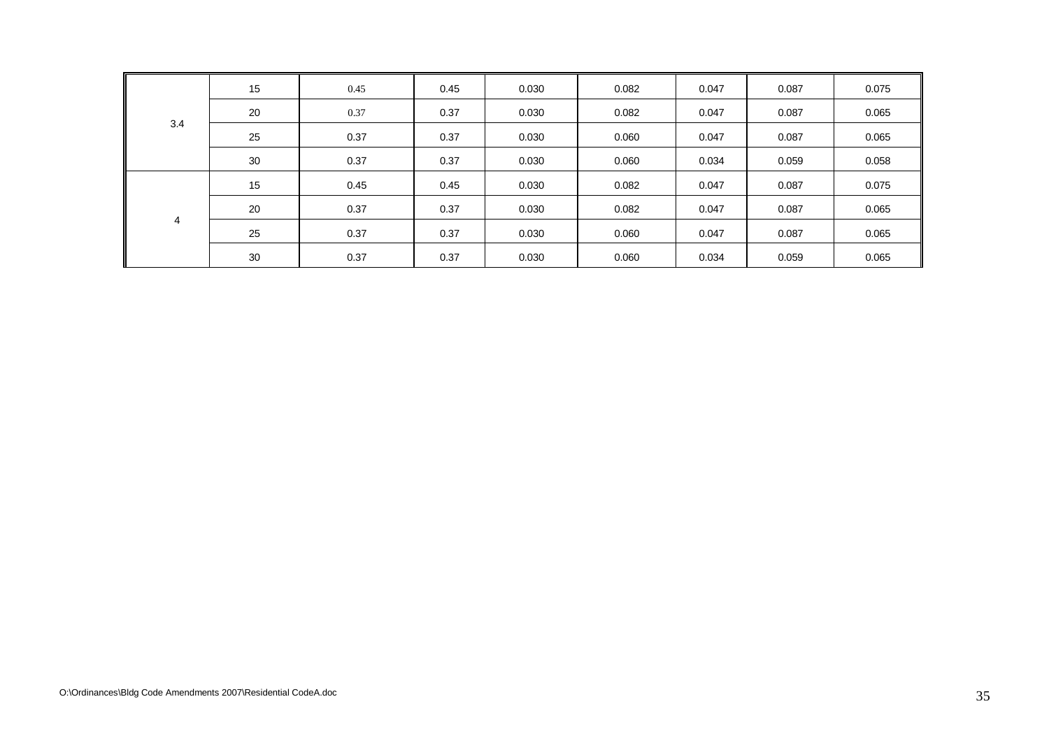| | | | | | | | | |
|---|---|---|---|---|---|---|---|---|
| 3.4 | 15 | 0.45 | 0.45 | 0.030 | 0.082 | 0.047 | 0.087 | 0.075 |
| | 20 | 0.37 | 0.37 | 0.030 | 0.082 | 0.047 | 0.087 | 0.065 |
| | 25 | 0.37 | 0.37 | 0.030 | 0.060 | 0.047 | 0.087 | 0.065 |
| | 30 | 0.37 | 0.37 | 0.030 | 0.060 | 0.034 | 0.059 | 0.058 |
| 4 | 15 | 0.45 | 0.45 | 0.030 | 0.082 | 0.047 | 0.087 | 0.075 |
| | 20 | 0.37 | 0.37 | 0.030 | 0.082 | 0.047 | 0.087 | 0.065 |
| | 25 | 0.37 | 0.37 | 0.030 | 0.060 | 0.047 | 0.087 | 0.065 |
| | 30 | 0.37 | 0.37 | 0.030 | 0.060 | 0.034 | 0.059 | 0.065 |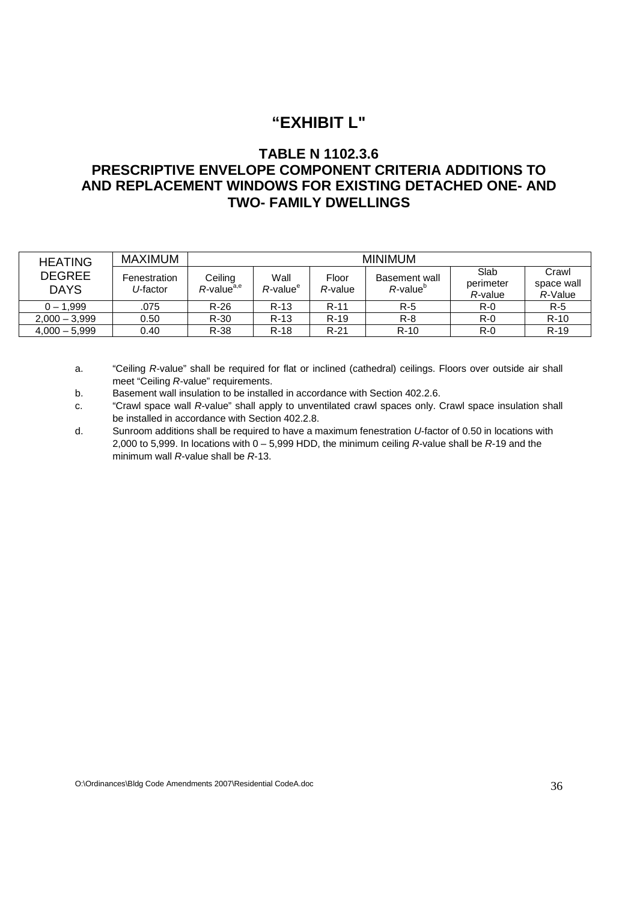# "EXHIBIT L"

## TABLE N 1102.3.6
## PRESCRIPTIVE ENVELOPE COMPONENT CRITERIA ADDITIONS TO AND REPLACEMENT WINDOWS FOR EXISTING DETACHED ONE- AND TWO- FAMILY DWELLINGS

| HEATING DEGREE DAYS | MAXIMUM | MINIMUM | | | | | |
|---|---|---|---|---|---|---|---|
| | Fenestration *U*-factor | Ceiling *R*-value[a,e] | Wall *R*-value[e] | Floor *R*-value | Basement wall *R*-value[b] | Slab perimeter *R*-value | Crawl space wall *R*-Value |
| 0 – 1,999 | .075 | R-26 | R-13 | R-11 | R-5 | R-0 | R-5 |
| 2,000 – 3,999 | 0.50 | R-30 | R-13 | R-19 | R-8 | R-0 | R-10 |
| 4,000 – 5,999 | 0.40 | R-38 | R-18 | R-21 | R-10 | R-0 | R-19 |

a. "Ceiling *R*-value" shall be required for flat or inclined (cathedral) ceilings. Floors over outside air shall meet "Ceiling *R*-value" requirements.

b. Basement wall insulation to be installed in accordance with Section 402.2.6.

c. "Crawl space wall *R*-value" shall apply to unventilated crawl spaces only. Crawl space insulation shall be installed in accordance with Section 402.2.8.

d. Sunroom additions shall be required to have a maximum fenestration *U*-factor of 0.50 in locations with 2,000 to 5,999. In locations with 0 – 5,999 HDD, the minimum ceiling *R*-value shall be *R*-19 and the minimum wall *R*-value shall be *R*-13.

O:\Ordinances\Bldg Code Amendments 2007\Residential CodeA.doc